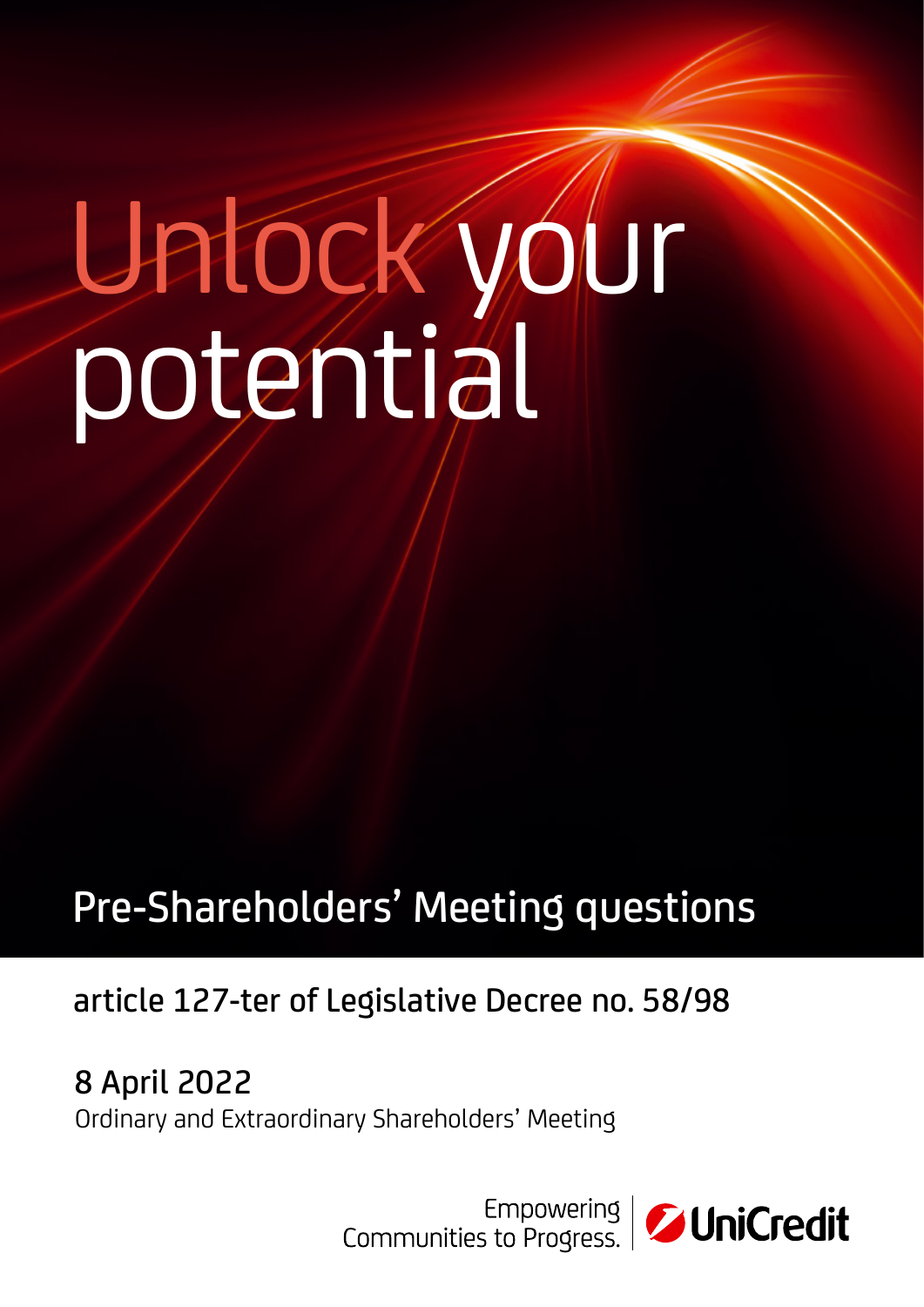# Unlock your potential

## Pre-Shareholders' Meeting questions

article 127-ter of Legislative Decree no. 58/98

8 April 2022

Ordinary and Extraordinary Shareholders' Meeting

Empowering Communities to Progress. | UniCredit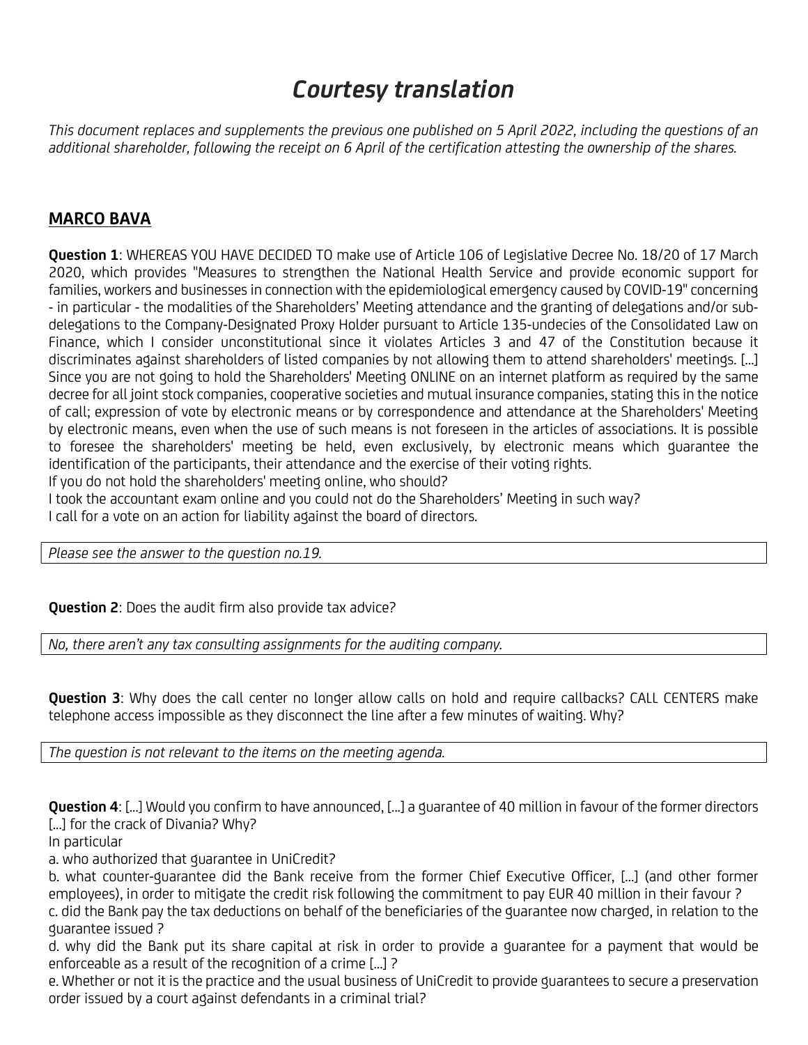# *Courtesy translation*

*This document replaces and supplements the previous one published on 5 April 2022, including the questions of an additional shareholder, following the receipt on 6 April of the certification attesting the ownership of the shares.*

## MARCO BAVA

**Question 1**: WHEREAS YOU HAVE DECIDED TO make use of Article 106 of Legislative Decree No. 18/20 of 17 March 2020, which provides "Measures to strengthen the National Health Service and provide economic support for families, workers and businesses in connection with the epidemiological emergency caused by COVID-19" concerning - in particular - the modalities of the Shareholders' Meeting attendance and the granting of delegations and/or sub-delegations to the Company-Designated Proxy Holder pursuant to Article 135-undecies of the Consolidated Law on Finance, which I consider unconstitutional since it violates Articles 3 and 47 of the Constitution because it discriminates against shareholders of listed companies by not allowing them to attend shareholders' meetings. [...] Since you are not going to hold the Shareholders' Meeting ONLINE on an internet platform as required by the same decree for all joint stock companies, cooperative societies and mutual insurance companies, stating this in the notice of call; expression of vote by electronic means or by correspondence and attendance at the Shareholders' Meeting by electronic means, even when the use of such means is not foreseen in the articles of associations. It is possible to foresee the shareholders' meeting be held, even exclusively, by electronic means which guarantee the identification of the participants, their attendance and the exercise of their voting rights.
If you do not hold the shareholders' meeting online, who should?
I took the accountant exam online and you could not do the Shareholders' Meeting in such way?
I call for a vote on an action for liability against the board of directors.

*Please see the answer to the question no.19.*

**Question 2**: Does the audit firm also provide tax advice?

*No, there aren't any tax consulting assignments for the auditing company.*

**Question 3**: Why does the call center no longer allow calls on hold and require callbacks? CALL CENTERS make telephone access impossible as they disconnect the line after a few minutes of waiting. Why?

*The question is not relevant to the items on the meeting agenda.*

**Question 4**: [...] Would you confirm to have announced, [...] a guarantee of 40 million in favour of the former directors [...] for the crack of Divania? Why?
In particular

a. who authorized that guarantee in UniCredit?
b. what counter-guarantee did the Bank receive from the former Chief Executive Officer, [...] (and other former employees), in order to mitigate the credit risk following the commitment to pay EUR 40 million in their favour ?
c. did the Bank pay the tax deductions on behalf of the beneficiaries of the guarantee now charged, in relation to the guarantee issued ?
d. why did the Bank put its share capital at risk in order to provide a guarantee for a payment that would be enforceable as a result of the recognition of a crime [...] ?
e. Whether or not it is the practice and the usual business of UniCredit to provide guarantees to secure a preservation order issued by a court against defendants in a criminal trial?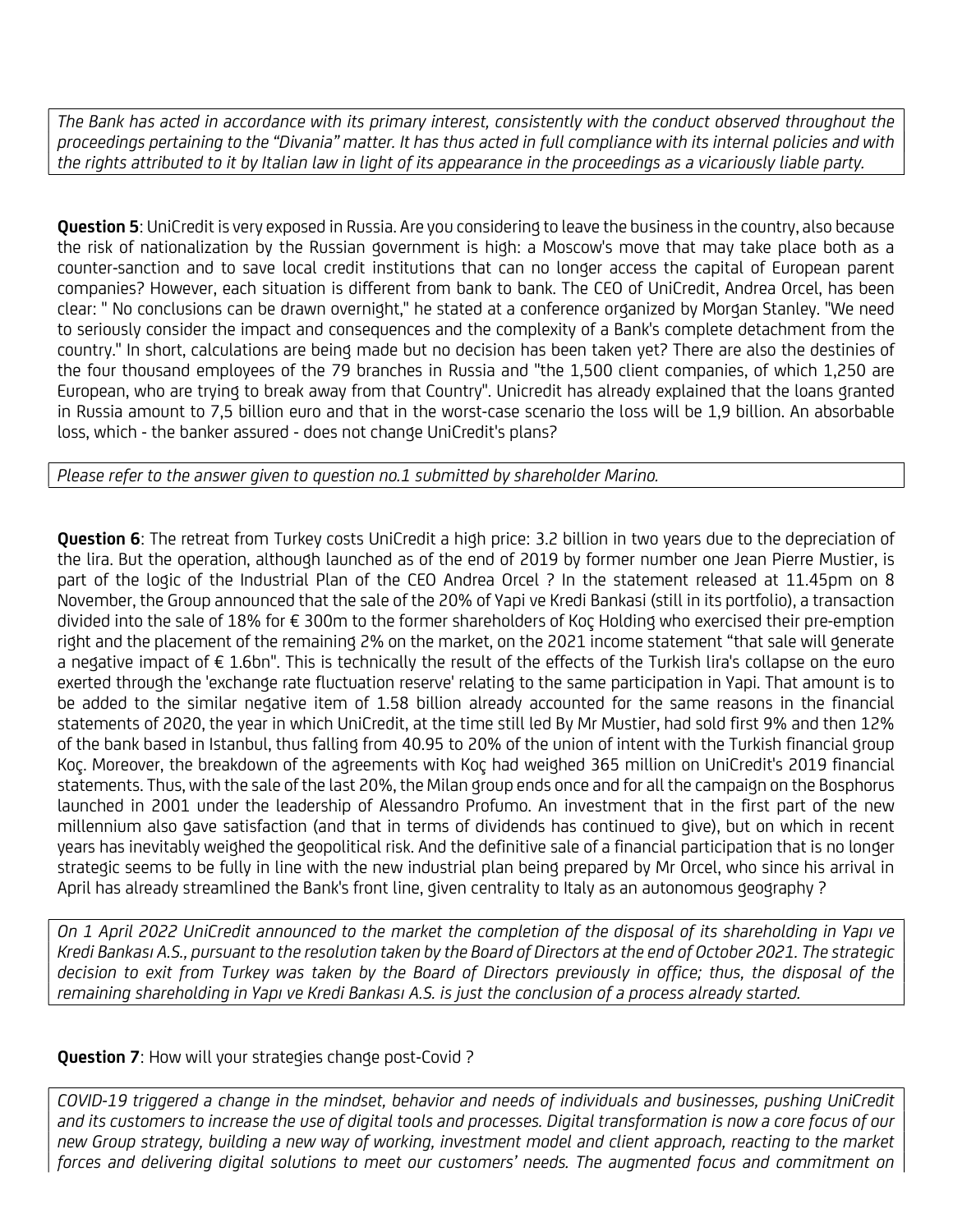*The Bank has acted in accordance with its primary interest, consistently with the conduct observed throughout the proceedings pertaining to the "Divania" matter. It has thus acted in full compliance with its internal policies and with the rights attributed to it by Italian law in light of its appearance in the proceedings as a vicariously liable party.*

**Question 5**: UniCredit is very exposed in Russia. Are you considering to leave the business in the country, also because the risk of nationalization by the Russian government is high: a Moscow's move that may take place both as a counter-sanction and to save local credit institutions that can no longer access the capital of European parent companies? However, each situation is different from bank to bank. The CEO of UniCredit, Andrea Orcel, has been clear: " No conclusions can be drawn overnight," he stated at a conference organized by Morgan Stanley. "We need to seriously consider the impact and consequences and the complexity of a Bank's complete detachment from the country." In short, calculations are being made but no decision has been taken yet? There are also the destinies of the four thousand employees of the 79 branches in Russia and "the 1,500 client companies, of which 1,250 are European, who are trying to break away from that Country". Unicredit has already explained that the loans granted in Russia amount to 7,5 billion euro and that in the worst-case scenario the loss will be 1,9 billion. An absorbable loss, which - the banker assured - does not change UniCredit's plans?

*Please refer to the answer given to question no.1 submitted by shareholder Marino.*

**Question 6**: The retreat from Turkey costs UniCredit a high price: 3.2 billion in two years due to the depreciation of the lira. But the operation, although launched as of the end of 2019 by former number one Jean Pierre Mustier, is part of the logic of the Industrial Plan of the CEO Andrea Orcel ? In the statement released at 11.45pm on 8 November, the Group announced that the sale of the 20% of Yapi ve Kredi Bankasi (still in its portfolio), a transaction divided into the sale of 18% for € 300m to the former shareholders of Koç Holding who exercised their pre-emption right and the placement of the remaining 2% on the market, on the 2021 income statement "that sale will generate a negative impact of € 1.6bn". This is technically the result of the effects of the Turkish lira's collapse on the euro exerted through the 'exchange rate fluctuation reserve' relating to the same participation in Yapi. That amount is to be added to the similar negative item of 1.58 billion already accounted for the same reasons in the financial statements of 2020, the year in which UniCredit, at the time still led By Mr Mustier, had sold first 9% and then 12% of the bank based in Istanbul, thus falling from 40.95 to 20% of the union of intent with the Turkish financial group Koç. Moreover, the breakdown of the agreements with Koç had weighed 365 million on UniCredit's 2019 financial statements. Thus, with the sale of the last 20%, the Milan group ends once and for all the campaign on the Bosphorus launched in 2001 under the leadership of Alessandro Profumo. An investment that in the first part of the new millennium also gave satisfaction (and that in terms of dividends has continued to give), but on which in recent years has inevitably weighed the geopolitical risk. And the definitive sale of a financial participation that is no longer strategic seems to be fully in line with the new industrial plan being prepared by Mr Orcel, who since his arrival in April has already streamlined the Bank's front line, given centrality to Italy as an autonomous geography ?

*On 1 April 2022 UniCredit announced to the market the completion of the disposal of its shareholding in Yapı ve Kredi Bankası A.S., pursuant to the resolution taken by the Board of Directors at the end of October 2021. The strategic decision to exit from Turkey was taken by the Board of Directors previously in office; thus, the disposal of the remaining shareholding in Yapı ve Kredi Bankası A.S. is just the conclusion of a process already started.*

**Question 7**: How will your strategies change post-Covid ?

*COVID-19 triggered a change in the mindset, behavior and needs of individuals and businesses, pushing UniCredit and its customers to increase the use of digital tools and processes. Digital transformation is now a core focus of our new Group strategy, building a new way of working, investment model and client approach, reacting to the market forces and delivering digital solutions to meet our customers' needs. The augmented focus and commitment on*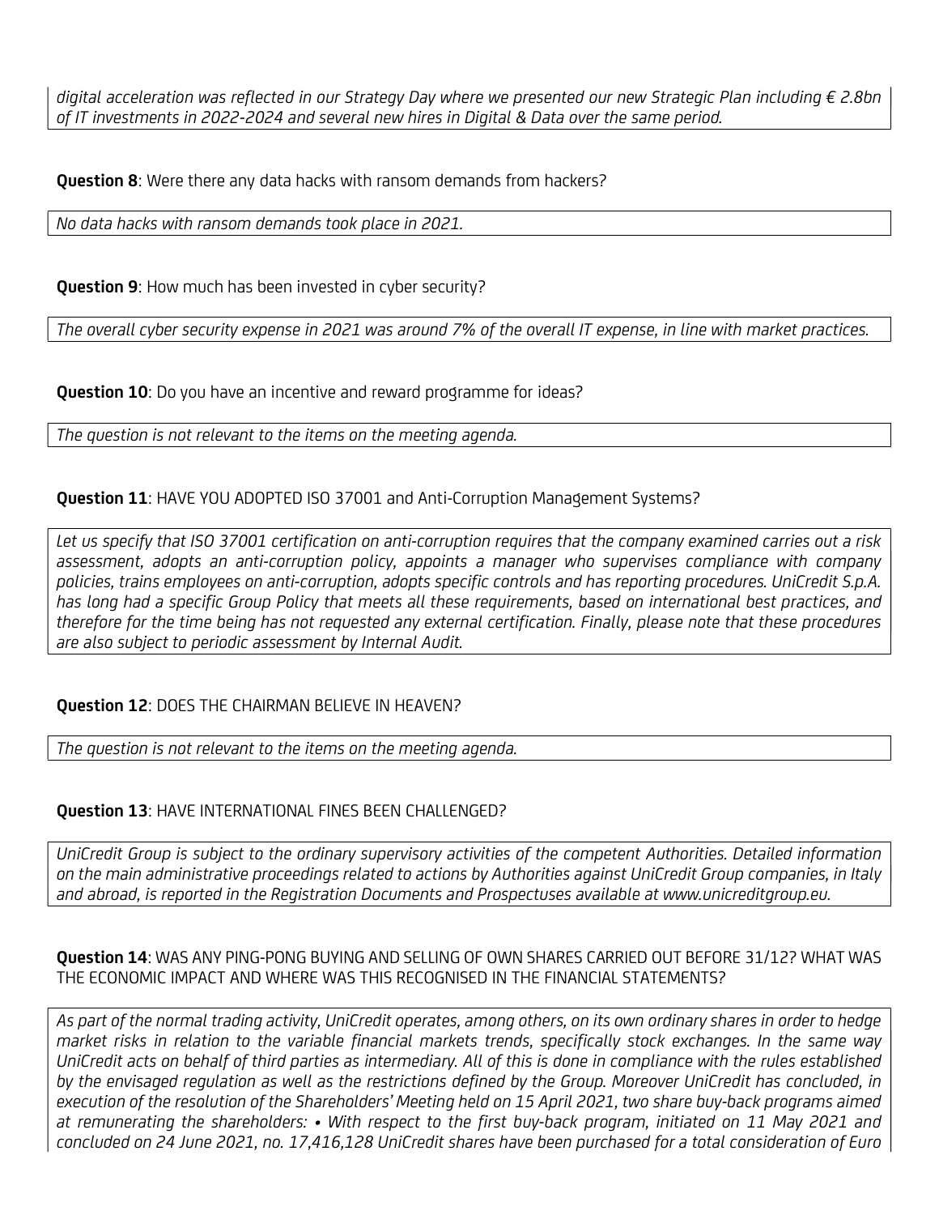*digital acceleration was reflected in our Strategy Day where we presented our new Strategic Plan including € 2.8bn of IT investments in 2022-2024 and several new hires in Digital & Data over the same period.*

**Question 8**: Were there any data hacks with ransom demands from hackers?

*No data hacks with ransom demands took place in 2021.*

**Question 9**: How much has been invested in cyber security?

*The overall cyber security expense in 2021 was around 7% of the overall IT expense, in line with market practices.*

**Question 10**: Do you have an incentive and reward programme for ideas?

*The question is not relevant to the items on the meeting agenda.*

**Question 11**: HAVE YOU ADOPTED ISO 37001 and Anti-Corruption Management Systems?

*Let us specify that ISO 37001 certification on anti-corruption requires that the company examined carries out a risk assessment, adopts an anti-corruption policy, appoints a manager who supervises compliance with company policies, trains employees on anti-corruption, adopts specific controls and has reporting procedures. UniCredit S.p.A. has long had a specific Group Policy that meets all these requirements, based on international best practices, and therefore for the time being has not requested any external certification. Finally, please note that these procedures are also subject to periodic assessment by Internal Audit.*

**Question 12**: DOES THE CHAIRMAN BELIEVE IN HEAVEN?

*The question is not relevant to the items on the meeting agenda.*

**Question 13**: HAVE INTERNATIONAL FINES BEEN CHALLENGED?

*UniCredit Group is subject to the ordinary supervisory activities of the competent Authorities. Detailed information on the main administrative proceedings related to actions by Authorities against UniCredit Group companies, in Italy and abroad, is reported in the Registration Documents and Prospectuses available at www.unicreditgroup.eu.*

**Question 14**: WAS ANY PING-PONG BUYING AND SELLING OF OWN SHARES CARRIED OUT BEFORE 31/12? WHAT WAS THE ECONOMIC IMPACT AND WHERE WAS THIS RECOGNISED IN THE FINANCIAL STATEMENTS?

*As part of the normal trading activity, UniCredit operates, among others, on its own ordinary shares in order to hedge market risks in relation to the variable financial markets trends, specifically stock exchanges. In the same way UniCredit acts on behalf of third parties as intermediary. All of this is done in compliance with the rules established by the envisaged regulation as well as the restrictions defined by the Group. Moreover UniCredit has concluded, in execution of the resolution of the Shareholders' Meeting held on 15 April 2021, two share buy-back programs aimed at remunerating the shareholders: • With respect to the first buy-back program, initiated on 11 May 2021 and concluded on 24 June 2021, no. 17,416,128 UniCredit shares have been purchased for a total consideration of Euro*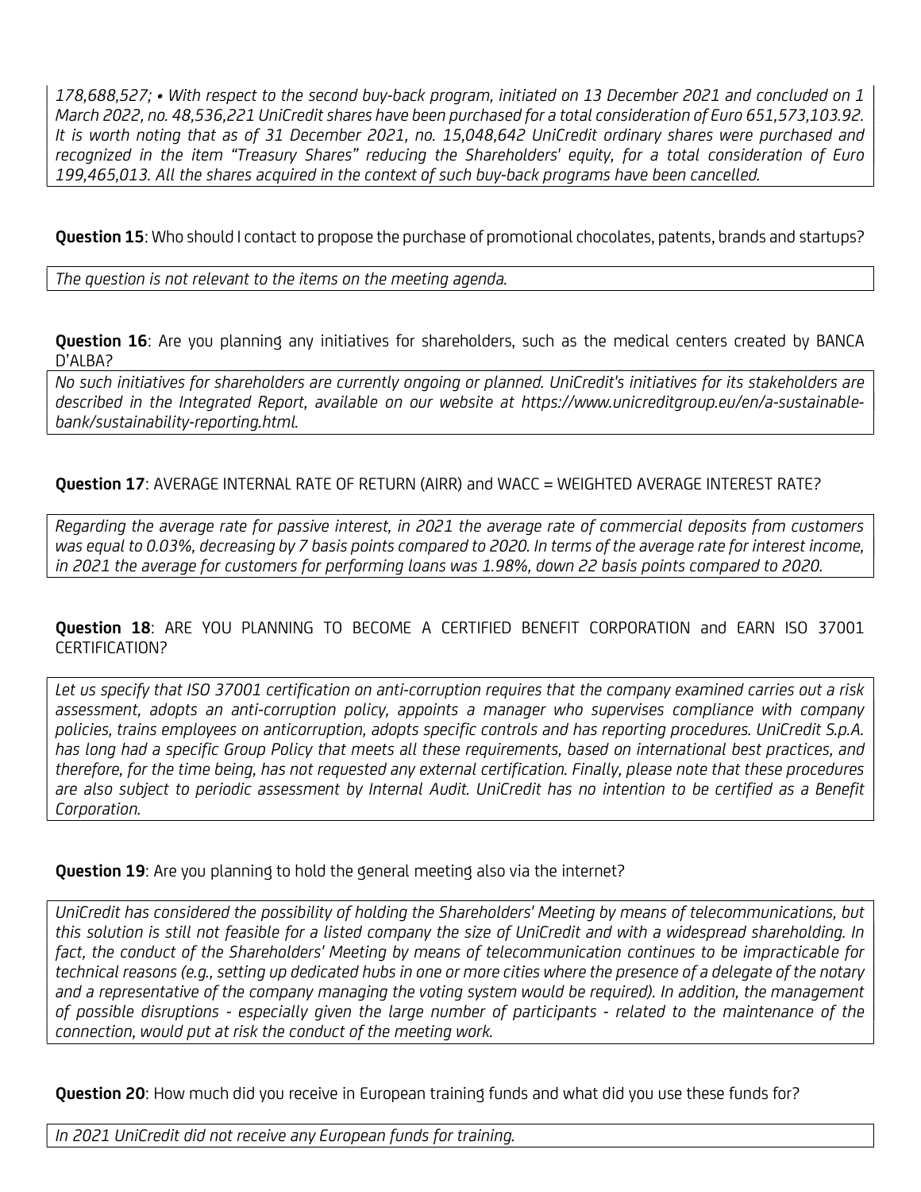*178,688,527; • With respect to the second buy-back program, initiated on 13 December 2021 and concluded on 1 March 2022, no. 48,536,221 UniCredit shares have been purchased for a total consideration of Euro 651,573,103.92. It is worth noting that as of 31 December 2021, no. 15,048,642 UniCredit ordinary shares were purchased and recognized in the item "Treasury Shares" reducing the Shareholders' equity, for a total consideration of Euro 199,465,013. All the shares acquired in the context of such buy-back programs have been cancelled.*

**Question 15**: Who should I contact to propose the purchase of promotional chocolates, patents, brands and startups?

*The question is not relevant to the items on the meeting agenda.*

**Question 16**: Are you planning any initiatives for shareholders, such as the medical centers created by BANCA D'ALBA?

*No such initiatives for shareholders are currently ongoing or planned. UniCredit's initiatives for its stakeholders are described in the Integrated Report, available on our website at https://www.unicreditgroup.eu/en/a-sustainable-bank/sustainability-reporting.html.*

**Question 17**: AVERAGE INTERNAL RATE OF RETURN (AIRR) and WACC = WEIGHTED AVERAGE INTEREST RATE?

*Regarding the average rate for passive interest, in 2021 the average rate of commercial deposits from customers was equal to 0.03%, decreasing by 7 basis points compared to 2020. In terms of the average rate for interest income, in 2021 the average for customers for performing loans was 1.98%, down 22 basis points compared to 2020.*

**Question 18**: ARE YOU PLANNING TO BECOME A CERTIFIED BENEFIT CORPORATION and EARN ISO 37001 CERTIFICATION?

*Let us specify that ISO 37001 certification on anti-corruption requires that the company examined carries out a risk assessment, adopts an anti-corruption policy, appoints a manager who supervises compliance with company policies, trains employees on anticorruption, adopts specific controls and has reporting procedures. UniCredit S.p.A. has long had a specific Group Policy that meets all these requirements, based on international best practices, and therefore, for the time being, has not requested any external certification. Finally, please note that these procedures are also subject to periodic assessment by Internal Audit. UniCredit has no intention to be certified as a Benefit Corporation.*

**Question 19**: Are you planning to hold the general meeting also via the internet?

*UniCredit has considered the possibility of holding the Shareholders' Meeting by means of telecommunications, but this solution is still not feasible for a listed company the size of UniCredit and with a widespread shareholding. In fact, the conduct of the Shareholders' Meeting by means of telecommunication continues to be impracticable for technical reasons (e.g., setting up dedicated hubs in one or more cities where the presence of a delegate of the notary and a representative of the company managing the voting system would be required). In addition, the management of possible disruptions - especially given the large number of participants - related to the maintenance of the connection, would put at risk the conduct of the meeting work.*

**Question 20**: How much did you receive in European training funds and what did you use these funds for?

*In 2021 UniCredit did not receive any European funds for training.*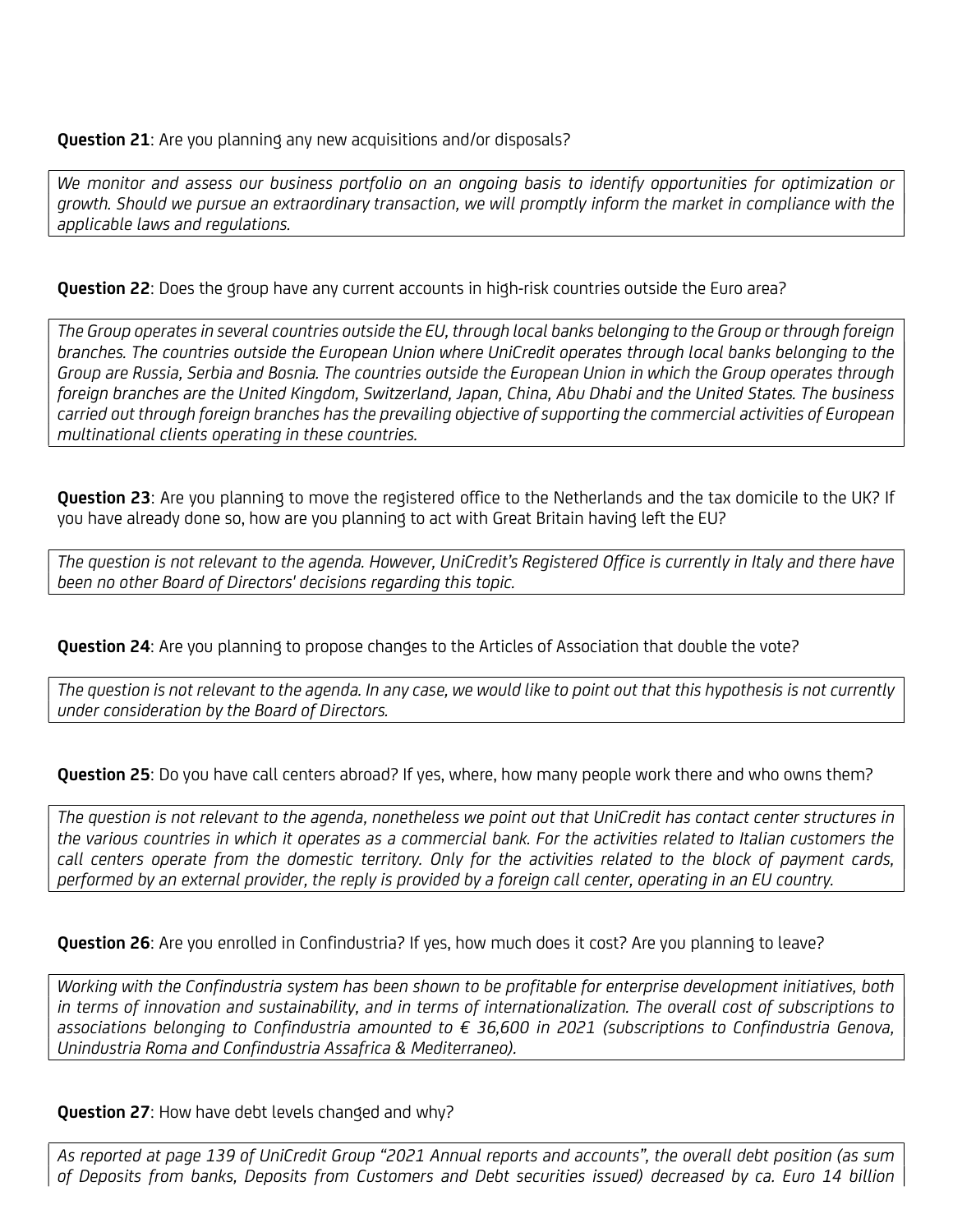**Question 21**: Are you planning any new acquisitions and/or disposals?

*We monitor and assess our business portfolio on an ongoing basis to identify opportunities for optimization or growth. Should we pursue an extraordinary transaction, we will promptly inform the market in compliance with the applicable laws and regulations.*

**Question 22**: Does the group have any current accounts in high-risk countries outside the Euro area?

*The Group operates in several countries outside the EU, through local banks belonging to the Group or through foreign branches. The countries outside the European Union where UniCredit operates through local banks belonging to the Group are Russia, Serbia and Bosnia. The countries outside the European Union in which the Group operates through foreign branches are the United Kingdom, Switzerland, Japan, China, Abu Dhabi and the United States. The business carried out through foreign branches has the prevailing objective of supporting the commercial activities of European multinational clients operating in these countries.*

**Question 23**: Are you planning to move the registered office to the Netherlands and the tax domicile to the UK? If you have already done so, how are you planning to act with Great Britain having left the EU?

*The question is not relevant to the agenda. However, UniCredit's Registered Office is currently in Italy and there have been no other Board of Directors' decisions regarding this topic.*

**Question 24**: Are you planning to propose changes to the Articles of Association that double the vote?

*The question is not relevant to the agenda. In any case, we would like to point out that this hypothesis is not currently under consideration by the Board of Directors.*

**Question 25**: Do you have call centers abroad? If yes, where, how many people work there and who owns them?

*The question is not relevant to the agenda, nonetheless we point out that UniCredit has contact center structures in the various countries in which it operates as a commercial bank. For the activities related to Italian customers the call centers operate from the domestic territory. Only for the activities related to the block of payment cards, performed by an external provider, the reply is provided by a foreign call center, operating in an EU country.*

**Question 26**: Are you enrolled in Confindustria? If yes, how much does it cost? Are you planning to leave?

*Working with the Confindustria system has been shown to be profitable for enterprise development initiatives, both in terms of innovation and sustainability, and in terms of internationalization. The overall cost of subscriptions to associations belonging to Confindustria amounted to € 36,600 in 2021 (subscriptions to Confindustria Genova, Unindustria Roma and Confindustria Assafrica & Mediterraneo).*

**Question 27**: How have debt levels changed and why?

*As reported at page 139 of UniCredit Group "2021 Annual reports and accounts", the overall debt position (as sum of Deposits from banks, Deposits from Customers and Debt securities issued) decreased by ca. Euro 14 billion*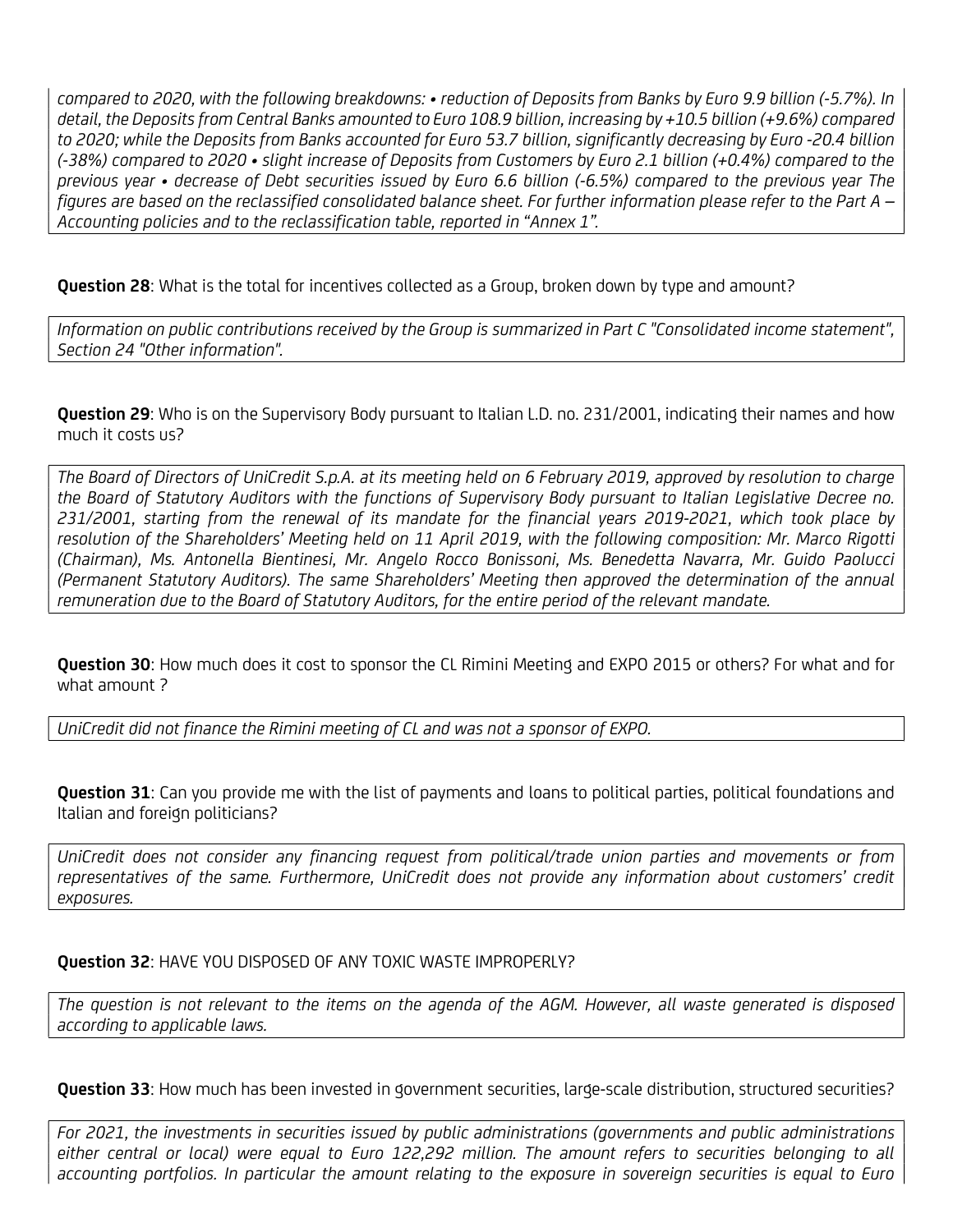*compared to 2020, with the following breakdowns: • reduction of Deposits from Banks by Euro 9.9 billion (-5.7%). In detail, the Deposits from Central Banks amounted to Euro 108.9 billion, increasing by +10.5 billion (+9.6%) compared to 2020; while the Deposits from Banks accounted for Euro 53.7 billion, significantly decreasing by Euro -20.4 billion (-38%) compared to 2020 • slight increase of Deposits from Customers by Euro 2.1 billion (+0.4%) compared to the previous year • decrease of Debt securities issued by Euro 6.6 billion (-6.5%) compared to the previous year The figures are based on the reclassified consolidated balance sheet. For further information please refer to the Part A – Accounting policies and to the reclassification table, reported in "Annex 1".*

**Question 28**: What is the total for incentives collected as a Group, broken down by type and amount?

*Information on public contributions received by the Group is summarized in Part C "Consolidated income statement", Section 24 "Other information".*

**Question 29**: Who is on the Supervisory Body pursuant to Italian L.D. no. 231/2001, indicating their names and how much it costs us?

*The Board of Directors of UniCredit S.p.A. at its meeting held on 6 February 2019, approved by resolution to charge the Board of Statutory Auditors with the functions of Supervisory Body pursuant to Italian Legislative Decree no. 231/2001, starting from the renewal of its mandate for the financial years 2019-2021, which took place by resolution of the Shareholders' Meeting held on 11 April 2019, with the following composition: Mr. Marco Rigotti (Chairman), Ms. Antonella Bientinesi, Mr. Angelo Rocco Bonissoni, Ms. Benedetta Navarra, Mr. Guido Paolucci (Permanent Statutory Auditors). The same Shareholders' Meeting then approved the determination of the annual remuneration due to the Board of Statutory Auditors, for the entire period of the relevant mandate.*

**Question 30**: How much does it cost to sponsor the CL Rimini Meeting and EXPO 2015 or others? For what and for what amount ?

*UniCredit did not finance the Rimini meeting of CL and was not a sponsor of EXPO.*

**Question 31**: Can you provide me with the list of payments and loans to political parties, political foundations and Italian and foreign politicians?

*UniCredit does not consider any financing request from political/trade union parties and movements or from representatives of the same. Furthermore, UniCredit does not provide any information about customers' credit exposures.*

**Question 32**: HAVE YOU DISPOSED OF ANY TOXIC WASTE IMPROPERLY?

*The question is not relevant to the items on the agenda of the AGM. However, all waste generated is disposed according to applicable laws.*

**Question 33**: How much has been invested in government securities, large-scale distribution, structured securities?

*For 2021, the investments in securities issued by public administrations (governments and public administrations either central or local) were equal to Euro 122,292 million. The amount refers to securities belonging to all accounting portfolios. In particular the amount relating to the exposure in sovereign securities is equal to Euro*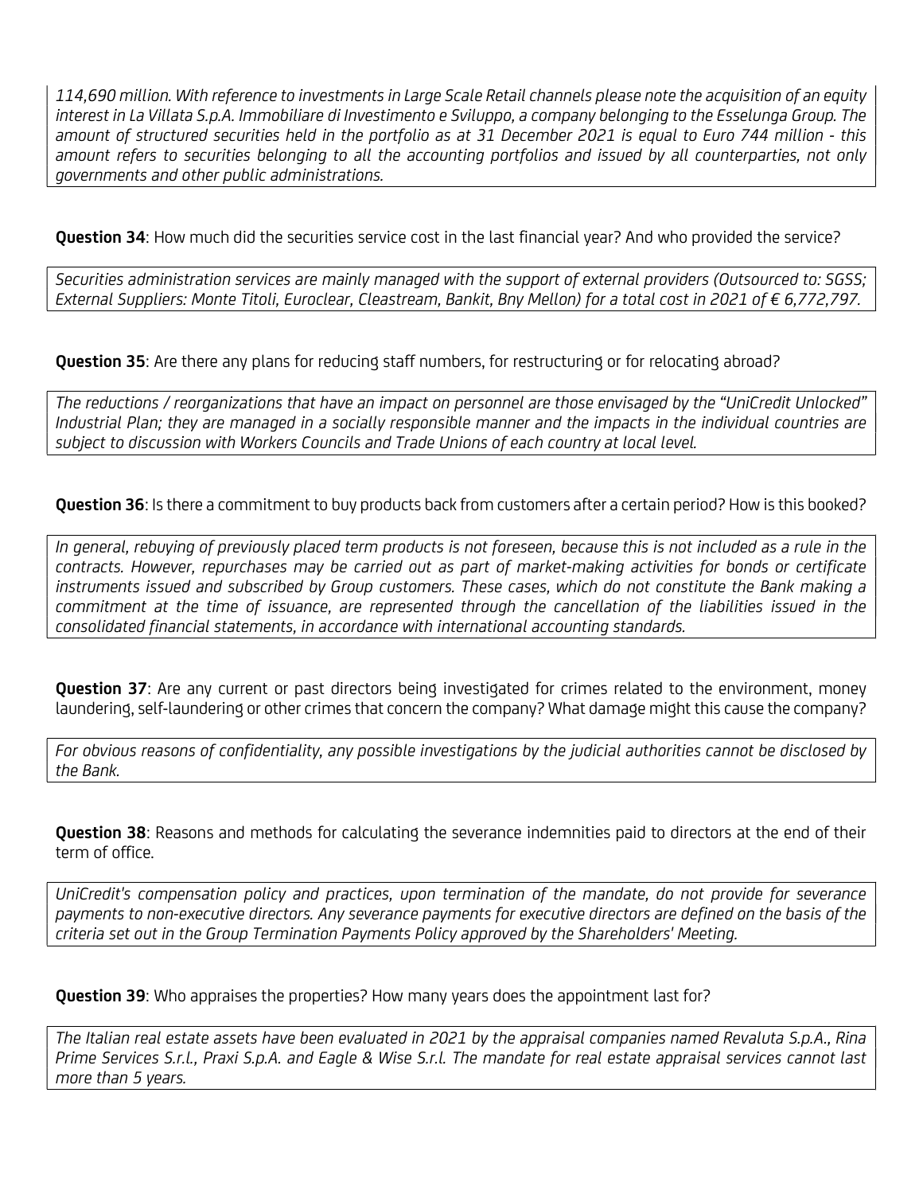*114,690 million. With reference to investments in Large Scale Retail channels please note the acquisition of an equity interest in La Villata S.p.A. Immobiliare di Investimento e Sviluppo, a company belonging to the Esselunga Group. The amount of structured securities held in the portfolio as at 31 December 2021 is equal to Euro 744 million - this amount refers to securities belonging to all the accounting portfolios and issued by all counterparties, not only governments and other public administrations.*

**Question 34**: How much did the securities service cost in the last financial year? And who provided the service?

*Securities administration services are mainly managed with the support of external providers (Outsourced to: SGSS; External Suppliers: Monte Titoli, Euroclear, Cleastream, Bankit, Bny Mellon) for a total cost in 2021 of € 6,772,797.*

**Question 35**: Are there any plans for reducing staff numbers, for restructuring or for relocating abroad?

*The reductions / reorganizations that have an impact on personnel are those envisaged by the "UniCredit Unlocked" Industrial Plan; they are managed in a socially responsible manner and the impacts in the individual countries are subject to discussion with Workers Councils and Trade Unions of each country at local level.*

**Question 36**: Is there a commitment to buy products back from customers after a certain period? How is this booked?

*In general, rebuying of previously placed term products is not foreseen, because this is not included as a rule in the contracts. However, repurchases may be carried out as part of market-making activities for bonds or certificate instruments issued and subscribed by Group customers. These cases, which do not constitute the Bank making a commitment at the time of issuance, are represented through the cancellation of the liabilities issued in the consolidated financial statements, in accordance with international accounting standards.*

**Question 37**: Are any current or past directors being investigated for crimes related to the environment, money laundering, self-laundering or other crimes that concern the company? What damage might this cause the company?

*For obvious reasons of confidentiality, any possible investigations by the judicial authorities cannot be disclosed by the Bank.*

**Question 38**: Reasons and methods for calculating the severance indemnities paid to directors at the end of their term of office.

*UniCredit's compensation policy and practices, upon termination of the mandate, do not provide for severance payments to non-executive directors. Any severance payments for executive directors are defined on the basis of the criteria set out in the Group Termination Payments Policy approved by the Shareholders' Meeting.*

**Question 39**: Who appraises the properties? How many years does the appointment last for?

*The Italian real estate assets have been evaluated in 2021 by the appraisal companies named Revaluta S.p.A., Rina Prime Services S.r.l., Praxi S.p.A. and Eagle & Wise S.r.l. The mandate for real estate appraisal services cannot last more than 5 years.*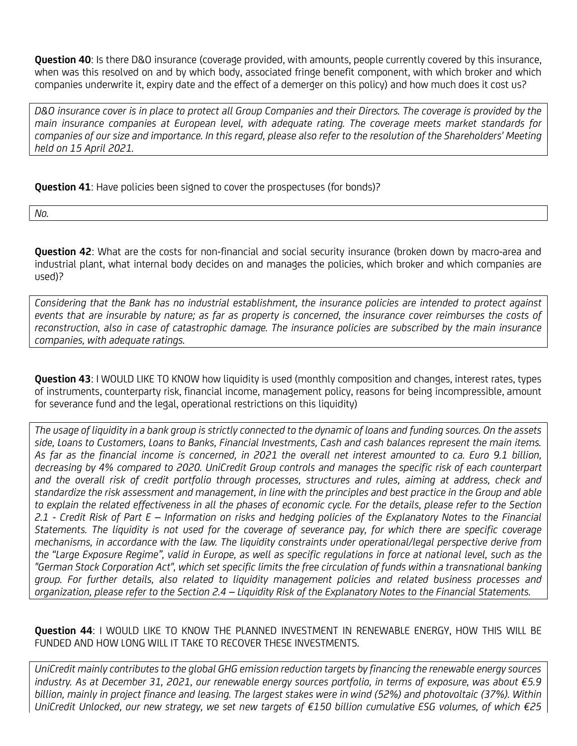**Question 40**: Is there D&O insurance (coverage provided, with amounts, people currently covered by this insurance, when was this resolved on and by which body, associated fringe benefit component, with which broker and which companies underwrite it, expiry date and the effect of a demerger on this policy) and how much does it cost us?

*D&O insurance cover is in place to protect all Group Companies and their Directors. The coverage is provided by the main insurance companies at European level, with adequate rating. The coverage meets market standards for companies of our size and importance. In this regard, please also refer to the resolution of the Shareholders' Meeting held on 15 April 2021.*

**Question 41**: Have policies been signed to cover the prospectuses (for bonds)?

*No.*

**Question 42**: What are the costs for non-financial and social security insurance (broken down by macro-area and industrial plant, what internal body decides on and manages the policies, which broker and which companies are used)?

*Considering that the Bank has no industrial establishment, the insurance policies are intended to protect against events that are insurable by nature; as far as property is concerned, the insurance cover reimburses the costs of reconstruction, also in case of catastrophic damage. The insurance policies are subscribed by the main insurance companies, with adequate ratings.*

**Question 43**: I WOULD LIKE TO KNOW how liquidity is used (monthly composition and changes, interest rates, types of instruments, counterparty risk, financial income, management policy, reasons for being incompressible, amount for severance fund and the legal, operational restrictions on this liquidity)

*The usage of liquidity in a bank group is strictly connected to the dynamic of loans and funding sources. On the assets side, Loans to Customers, Loans to Banks, Financial Investments, Cash and cash balances represent the main items. As far as the financial income is concerned, in 2021 the overall net interest amounted to ca. Euro 9.1 billion, decreasing by 4% compared to 2020. UniCredit Group controls and manages the specific risk of each counterpart and the overall risk of credit portfolio through processes, structures and rules, aiming at address, check and standardize the risk assessment and management, in line with the principles and best practice in the Group and able to explain the related effectiveness in all the phases of economic cycle. For the details, please refer to the Section 2.1 - Credit Risk of Part E – Information on risks and hedging policies of the Explanatory Notes to the Financial Statements. The liquidity is not used for the coverage of severance pay, for which there are specific coverage mechanisms, in accordance with the law. The liquidity constraints under operational/legal perspective derive from the "Large Exposure Regime", valid in Europe, as well as specific regulations in force at national level, such as the "German Stock Corporation Act", which set specific limits the free circulation of funds within a transnational banking group. For further details, also related to liquidity management policies and related business processes and organization, please refer to the Section 2.4 – Liquidity Risk of the Explanatory Notes to the Financial Statements.*

**Question 44**: I WOULD LIKE TO KNOW THE PLANNED INVESTMENT IN RENEWABLE ENERGY, HOW THIS WILL BE FUNDED AND HOW LONG WILL IT TAKE TO RECOVER THESE INVESTMENTS.

*UniCredit mainly contributes to the global GHG emission reduction targets by financing the renewable energy sources industry. As at December 31, 2021, our renewable energy sources portfolio, in terms of exposure, was about €5.9 billion, mainly in project finance and leasing. The largest stakes were in wind (52%) and photovoltaic (37%). Within UniCredit Unlocked, our new strategy, we set new targets of €150 billion cumulative ESG volumes, of which €25*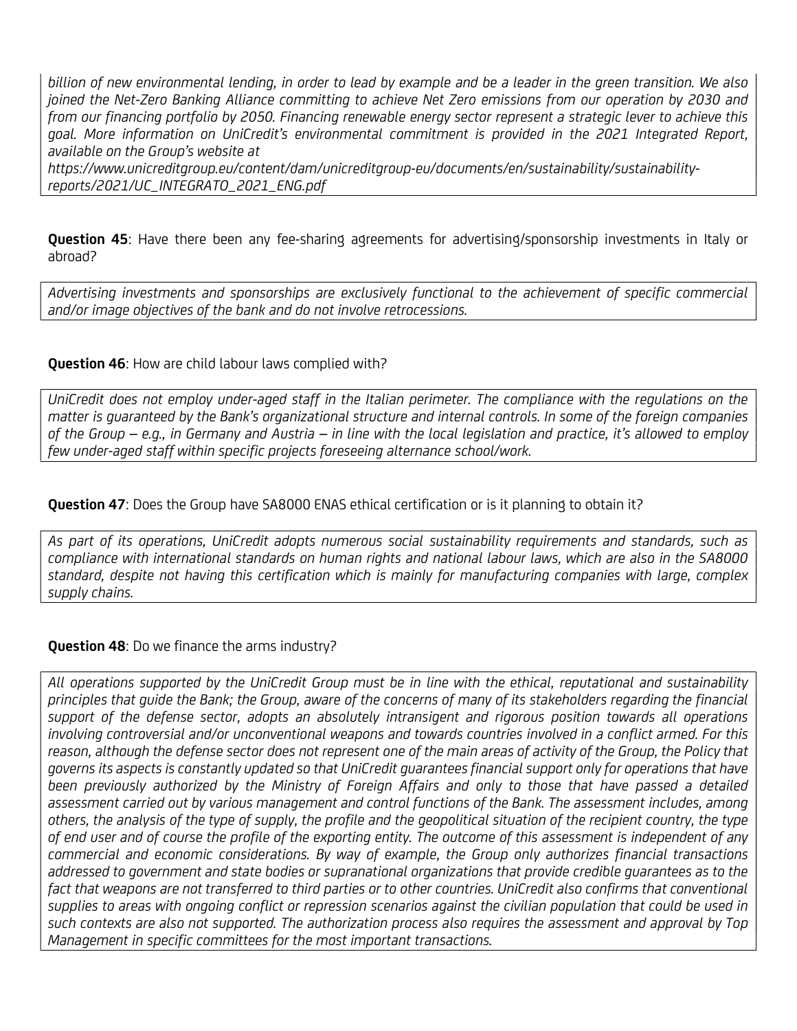*billion of new environmental lending, in order to lead by example and be a leader in the green transition. We also joined the Net-Zero Banking Alliance committing to achieve Net Zero emissions from our operation by 2030 and from our financing portfolio by 2050. Financing renewable energy sector represent a strategic lever to achieve this goal. More information on UniCredit's environmental commitment is provided in the 2021 Integrated Report, available on the Group's website at https://www.unicreditgroup.eu/content/dam/unicreditgroup-eu/documents/en/sustainability/sustainability-reports/2021/UC_INTEGRATO_2021_ENG.pdf*

**Question 45**: Have there been any fee-sharing agreements for advertising/sponsorship investments in Italy or abroad?

*Advertising investments and sponsorships are exclusively functional to the achievement of specific commercial and/or image objectives of the bank and do not involve retrocessions.*

**Question 46**: How are child labour laws complied with?

*UniCredit does not employ under-aged staff in the Italian perimeter. The compliance with the regulations on the matter is guaranteed by the Bank's organizational structure and internal controls. In some of the foreign companies of the Group – e.g., in Germany and Austria – in line with the local legislation and practice, it's allowed to employ few under-aged staff within specific projects foreseeing alternance school/work.*

**Question 47**: Does the Group have SA8000 ENAS ethical certification or is it planning to obtain it?

*As part of its operations, UniCredit adopts numerous social sustainability requirements and standards, such as compliance with international standards on human rights and national labour laws, which are also in the SA8000 standard, despite not having this certification which is mainly for manufacturing companies with large, complex supply chains.*

**Question 48**: Do we finance the arms industry?

*All operations supported by the UniCredit Group must be in line with the ethical, reputational and sustainability principles that guide the Bank; the Group, aware of the concerns of many of its stakeholders regarding the financial support of the defense sector, adopts an absolutely intransigent and rigorous position towards all operations involving controversial and/or unconventional weapons and towards countries involved in a conflict armed. For this reason, although the defense sector does not represent one of the main areas of activity of the Group, the Policy that governs its aspects is constantly updated so that UniCredit guarantees financial support only for operations that have been previously authorized by the Ministry of Foreign Affairs and only to those that have passed a detailed assessment carried out by various management and control functions of the Bank. The assessment includes, among others, the analysis of the type of supply, the profile and the geopolitical situation of the recipient country, the type of end user and of course the profile of the exporting entity. The outcome of this assessment is independent of any commercial and economic considerations. By way of example, the Group only authorizes financial transactions addressed to government and state bodies or supranational organizations that provide credible guarantees as to the fact that weapons are not transferred to third parties or to other countries. UniCredit also confirms that conventional supplies to areas with ongoing conflict or repression scenarios against the civilian population that could be used in such contexts are also not supported. The authorization process also requires the assessment and approval by Top Management in specific committees for the most important transactions.*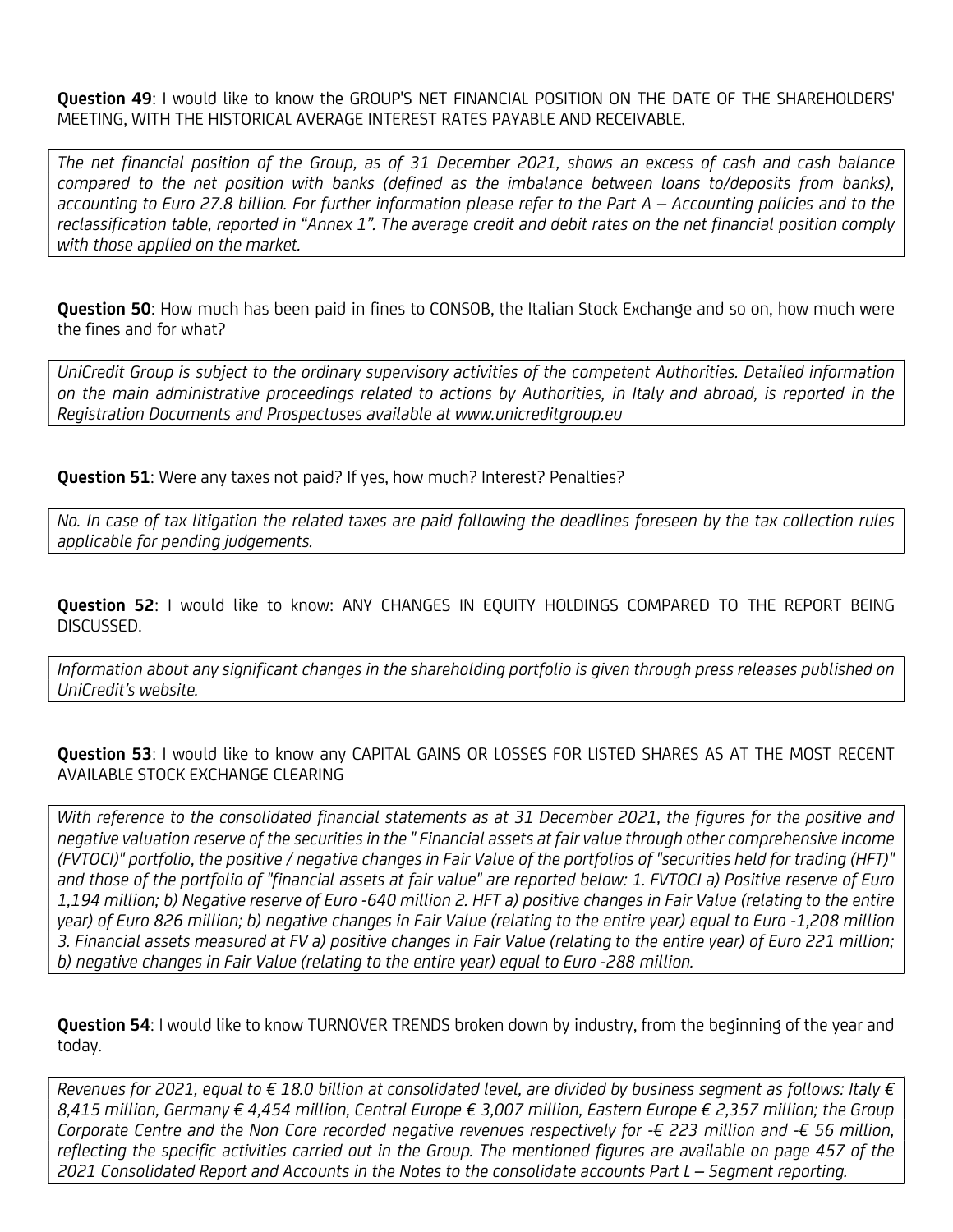**Question 49**: I would like to know the GROUP'S NET FINANCIAL POSITION ON THE DATE OF THE SHAREHOLDERS' MEETING, WITH THE HISTORICAL AVERAGE INTEREST RATES PAYABLE AND RECEIVABLE.

*The net financial position of the Group, as of 31 December 2021, shows an excess of cash and cash balance compared to the net position with banks (defined as the imbalance between loans to/deposits from banks), accounting to Euro 27.8 billion. For further information please refer to the Part A – Accounting policies and to the reclassification table, reported in "Annex 1". The average credit and debit rates on the net financial position comply with those applied on the market.*

**Question 50**: How much has been paid in fines to CONSOB, the Italian Stock Exchange and so on, how much were the fines and for what?

*UniCredit Group is subject to the ordinary supervisory activities of the competent Authorities. Detailed information on the main administrative proceedings related to actions by Authorities, in Italy and abroad, is reported in the Registration Documents and Prospectuses available at www.unicreditgroup.eu*

**Question 51**: Were any taxes not paid? If yes, how much? Interest? Penalties?

*No. In case of tax litigation the related taxes are paid following the deadlines foreseen by the tax collection rules applicable for pending judgements.*

**Question 52**: I would like to know: ANY CHANGES IN EQUITY HOLDINGS COMPARED TO THE REPORT BEING DISCUSSED.

*Information about any significant changes in the shareholding portfolio is given through press releases published on UniCredit's website.*

**Question 53**: I would like to know any CAPITAL GAINS OR LOSSES FOR LISTED SHARES AS AT THE MOST RECENT AVAILABLE STOCK EXCHANGE CLEARING

*With reference to the consolidated financial statements as at 31 December 2021, the figures for the positive and negative valuation reserve of the securities in the " Financial assets at fair value through other comprehensive income (FVTOCI)" portfolio, the positive / negative changes in Fair Value of the portfolios of "securities held for trading (HFT)" and those of the portfolio of "financial assets at fair value" are reported below: 1. FVTOCI a) Positive reserve of Euro 1,194 million; b) Negative reserve of Euro -640 million 2. HFT a) positive changes in Fair Value (relating to the entire year) of Euro 826 million; b) negative changes in Fair Value (relating to the entire year) equal to Euro -1,208 million 3. Financial assets measured at FV a) positive changes in Fair Value (relating to the entire year) of Euro 221 million; b) negative changes in Fair Value (relating to the entire year) equal to Euro -288 million.*

**Question 54**: I would like to know TURNOVER TRENDS broken down by industry, from the beginning of the year and today.

*Revenues for 2021, equal to € 18.0 billion at consolidated level, are divided by business segment as follows: Italy € 8,415 million, Germany € 4,454 million, Central Europe € 3,007 million, Eastern Europe € 2,357 million; the Group Corporate Centre and the Non Core recorded negative revenues respectively for -€ 223 million and -€ 56 million, reflecting the specific activities carried out in the Group. The mentioned figures are available on page 457 of the 2021 Consolidated Report and Accounts in the Notes to the consolidate accounts Part L – Segment reporting.*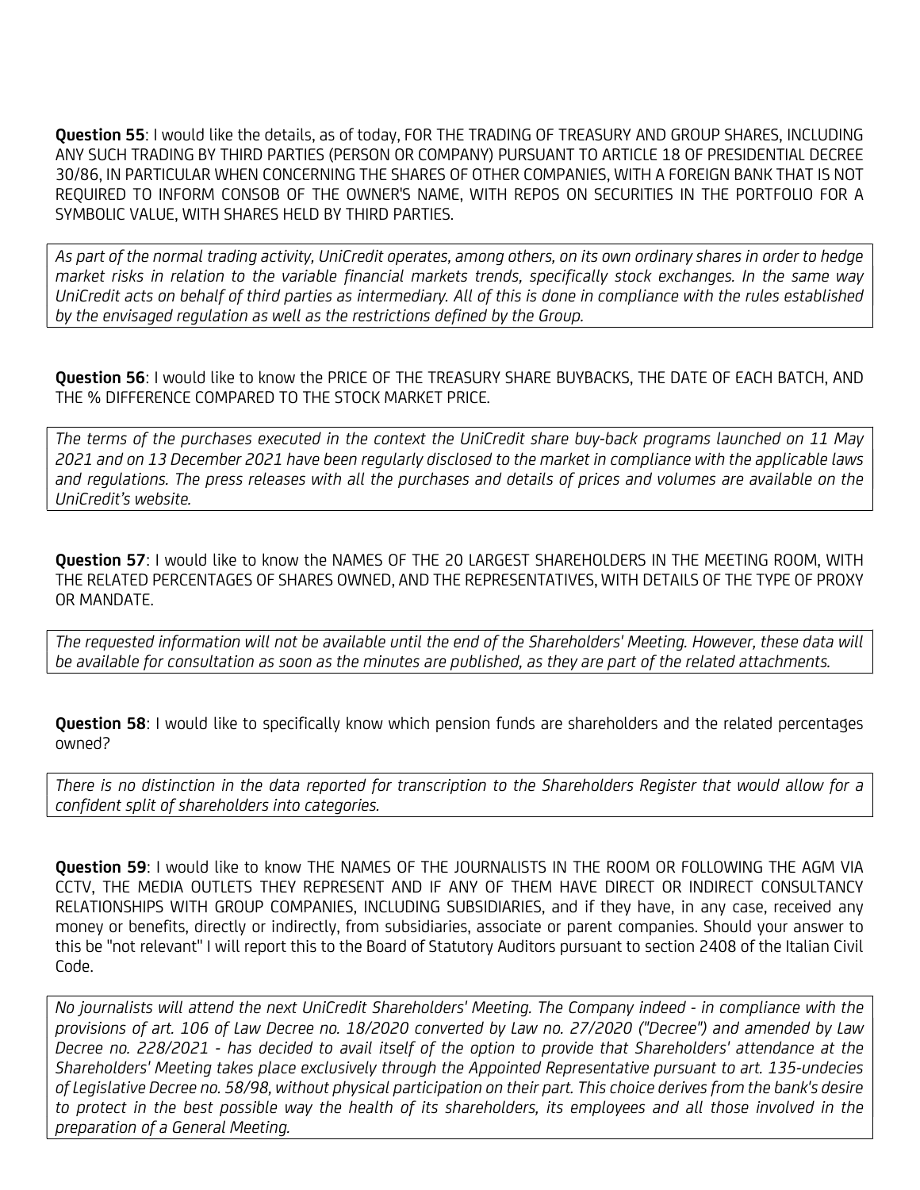**Question 55**: I would like the details, as of today, FOR THE TRADING OF TREASURY AND GROUP SHARES, INCLUDING ANY SUCH TRADING BY THIRD PARTIES (PERSON OR COMPANY) PURSUANT TO ARTICLE 18 OF PRESIDENTIAL DECREE 30/86, IN PARTICULAR WHEN CONCERNING THE SHARES OF OTHER COMPANIES, WITH A FOREIGN BANK THAT IS NOT REQUIRED TO INFORM CONSOB OF THE OWNER'S NAME, WITH REPOS ON SECURITIES IN THE PORTFOLIO FOR A SYMBOLIC VALUE, WITH SHARES HELD BY THIRD PARTIES.

*As part of the normal trading activity, UniCredit operates, among others, on its own ordinary shares in order to hedge market risks in relation to the variable financial markets trends, specifically stock exchanges. In the same way UniCredit acts on behalf of third parties as intermediary. All of this is done in compliance with the rules established by the envisaged regulation as well as the restrictions defined by the Group.*

**Question 56**: I would like to know the PRICE OF THE TREASURY SHARE BUYBACKS, THE DATE OF EACH BATCH, AND THE % DIFFERENCE COMPARED TO THE STOCK MARKET PRICE.

*The terms of the purchases executed in the context the UniCredit share buy-back programs launched on 11 May 2021 and on 13 December 2021 have been regularly disclosed to the market in compliance with the applicable laws and regulations. The press releases with all the purchases and details of prices and volumes are available on the UniCredit's website.*

**Question 57**: I would like to know the NAMES OF THE 20 LARGEST SHAREHOLDERS IN THE MEETING ROOM, WITH THE RELATED PERCENTAGES OF SHARES OWNED, AND THE REPRESENTATIVES, WITH DETAILS OF THE TYPE OF PROXY OR MANDATE.

*The requested information will not be available until the end of the Shareholders' Meeting. However, these data will be available for consultation as soon as the minutes are published, as they are part of the related attachments.*

**Question 58**: I would like to specifically know which pension funds are shareholders and the related percentages owned?

*There is no distinction in the data reported for transcription to the Shareholders Register that would allow for a confident split of shareholders into categories.*

**Question 59**: I would like to know THE NAMES OF THE JOURNALISTS IN THE ROOM OR FOLLOWING THE AGM VIA CCTV, THE MEDIA OUTLETS THEY REPRESENT AND IF ANY OF THEM HAVE DIRECT OR INDIRECT CONSULTANCY RELATIONSHIPS WITH GROUP COMPANIES, INCLUDING SUBSIDIARIES, and if they have, in any case, received any money or benefits, directly or indirectly, from subsidiaries, associate or parent companies. Should your answer to this be "not relevant" I will report this to the Board of Statutory Auditors pursuant to section 2408 of the Italian Civil Code.

*No journalists will attend the next UniCredit Shareholders' Meeting. The Company indeed - in compliance with the provisions of art. 106 of Law Decree no. 18/2020 converted by Law no. 27/2020 ("Decree") and amended by Law Decree no. 228/2021 - has decided to avail itself of the option to provide that Shareholders' attendance at the Shareholders' Meeting takes place exclusively through the Appointed Representative pursuant to art. 135-undecies of Legislative Decree no. 58/98, without physical participation on their part. This choice derives from the bank's desire to protect in the best possible way the health of its shareholders, its employees and all those involved in the preparation of a General Meeting.*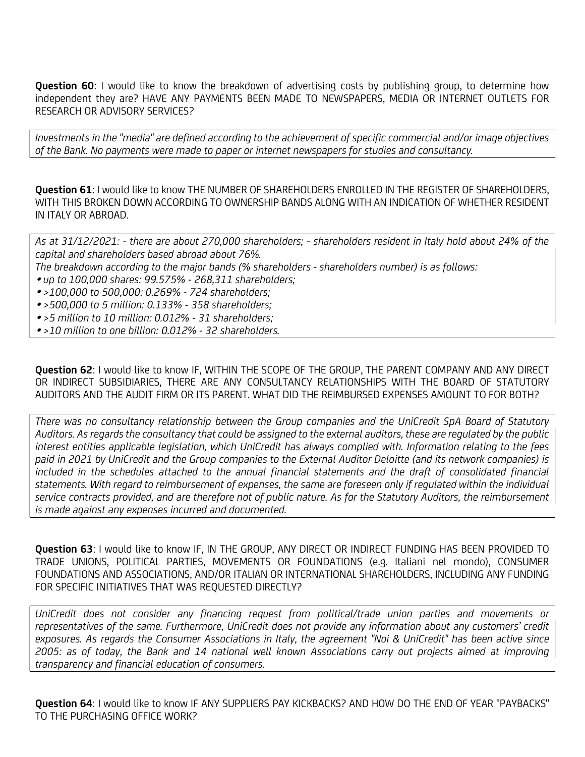**Question 60**: I would like to know the breakdown of advertising costs by publishing group, to determine how independent they are? HAVE ANY PAYMENTS BEEN MADE TO NEWSPAPERS, MEDIA OR INTERNET OUTLETS FOR RESEARCH OR ADVISORY SERVICES?

*Investments in the "media" are defined according to the achievement of specific commercial and/or image objectives of the Bank. No payments were made to paper or internet newspapers for studies and consultancy.*

**Question 61**: I would like to know THE NUMBER OF SHAREHOLDERS ENROLLED IN THE REGISTER OF SHAREHOLDERS, WITH THIS BROKEN DOWN ACCORDING TO OWNERSHIP BANDS ALONG WITH AN INDICATION OF WHETHER RESIDENT IN ITALY OR ABROAD.

*As at 31/12/2021: - there are about 270,000 shareholders; - shareholders resident in Italy hold about 24% of the capital and shareholders based abroad about 76%.*
*The breakdown according to the major bands (% shareholders - shareholders number) is as follows:*

- *up to 100,000 shares: 99.575% - 268,311 shareholders;*
- *>100,000 to 500,000: 0.269% - 724 shareholders;*
- *>500,000 to 5 million: 0.133% - 358 shareholders;*
- *>5 million to 10 million: 0.012% - 31 shareholders;*
- *>10 million to one billion: 0.012% - 32 shareholders.*

**Question 62**: I would like to know IF, WITHIN THE SCOPE OF THE GROUP, THE PARENT COMPANY AND ANY DIRECT OR INDIRECT SUBSIDIARIES, THERE ARE ANY CONSULTANCY RELATIONSHIPS WITH THE BOARD OF STATUTORY AUDITORS AND THE AUDIT FIRM OR ITS PARENT. WHAT DID THE REIMBURSED EXPENSES AMOUNT TO FOR BOTH?

*There was no consultancy relationship between the Group companies and the UniCredit SpA Board of Statutory Auditors. As regards the consultancy that could be assigned to the external auditors, these are regulated by the public interest entities applicable legislation, which UniCredit has always complied with. Information relating to the fees paid in 2021 by UniCredit and the Group companies to the External Auditor Deloitte (and its network companies) is included in the schedules attached to the annual financial statements and the draft of consolidated financial statements. With regard to reimbursement of expenses, the same are foreseen only if regulated within the individual service contracts provided, and are therefore not of public nature. As for the Statutory Auditors, the reimbursement is made against any expenses incurred and documented.*

**Question 63**: I would like to know IF, IN THE GROUP, ANY DIRECT OR INDIRECT FUNDING HAS BEEN PROVIDED TO TRADE UNIONS, POLITICAL PARTIES, MOVEMENTS OR FOUNDATIONS (e.g. Italiani nel mondo), CONSUMER FOUNDATIONS AND ASSOCIATIONS, AND/OR ITALIAN OR INTERNATIONAL SHAREHOLDERS, INCLUDING ANY FUNDING FOR SPECIFIC INITIATIVES THAT WAS REQUESTED DIRECTLY?

*UniCredit does not consider any financing request from political/trade union parties and movements or representatives of the same. Furthermore, UniCredit does not provide any information about any customers' credit exposures. As regards the Consumer Associations in Italy, the agreement "Noi & UniCredit" has been active since 2005: as of today, the Bank and 14 national well known Associations carry out projects aimed at improving transparency and financial education of consumers.*

**Question 64**: I would like to know IF ANY SUPPLIERS PAY KICKBACKS? AND HOW DO THE END OF YEAR "PAYBACKS" TO THE PURCHASING OFFICE WORK?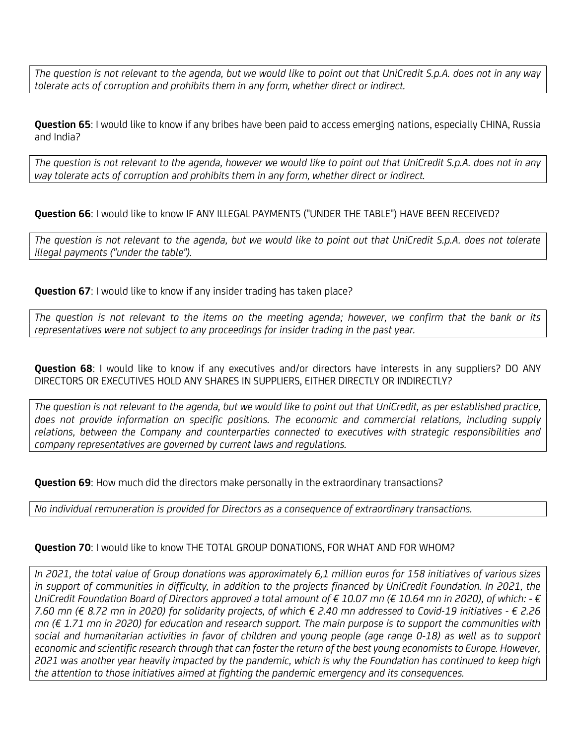*The question is not relevant to the agenda, but we would like to point out that UniCredit S.p.A. does not in any way tolerate acts of corruption and prohibits them in any form, whether direct or indirect.*

**Question 65**: I would like to know if any bribes have been paid to access emerging nations, especially CHINA, Russia and India?

*The question is not relevant to the agenda, however we would like to point out that UniCredit S.p.A. does not in any way tolerate acts of corruption and prohibits them in any form, whether direct or indirect.*

**Question 66**: I would like to know IF ANY ILLEGAL PAYMENTS ("UNDER THE TABLE") HAVE BEEN RECEIVED?

*The question is not relevant to the agenda, but we would like to point out that UniCredit S.p.A. does not tolerate illegal payments ("under the table").*

**Question 67**: I would like to know if any insider trading has taken place?

*The question is not relevant to the items on the meeting agenda; however, we confirm that the bank or its representatives were not subject to any proceedings for insider trading in the past year.*

**Question 68**: I would like to know if any executives and/or directors have interests in any suppliers? DO ANY DIRECTORS OR EXECUTIVES HOLD ANY SHARES IN SUPPLIERS, EITHER DIRECTLY OR INDIRECTLY?

*The question is not relevant to the agenda, but we would like to point out that UniCredit, as per established practice, does not provide information on specific positions. The economic and commercial relations, including supply relations, between the Company and counterparties connected to executives with strategic responsibilities and company representatives are governed by current laws and regulations.*

**Question 69**: How much did the directors make personally in the extraordinary transactions?

*No individual remuneration is provided for Directors as a consequence of extraordinary transactions.*

**Question 70**: I would like to know THE TOTAL GROUP DONATIONS, FOR WHAT AND FOR WHOM?

*In 2021, the total value of Group donations was approximately 6,1 million euros for 158 initiatives of various sizes in support of communities in difficulty, in addition to the projects financed by UniCredit Foundation. In 2021, the UniCredit Foundation Board of Directors approved a total amount of € 10.07 mn (€ 10.64 mn in 2020), of which: - € 7.60 mn (€ 8.72 mn in 2020) for solidarity projects, of which € 2.40 mn addressed to Covid-19 initiatives - € 2.26 mn (€ 1.71 mn in 2020) for education and research support. The main purpose is to support the communities with social and humanitarian activities in favor of children and young people (age range 0-18) as well as to support economic and scientific research through that can foster the return of the best young economists to Europe. However, 2021 was another year heavily impacted by the pandemic, which is why the Foundation has continued to keep high the attention to those initiatives aimed at fighting the pandemic emergency and its consequences.*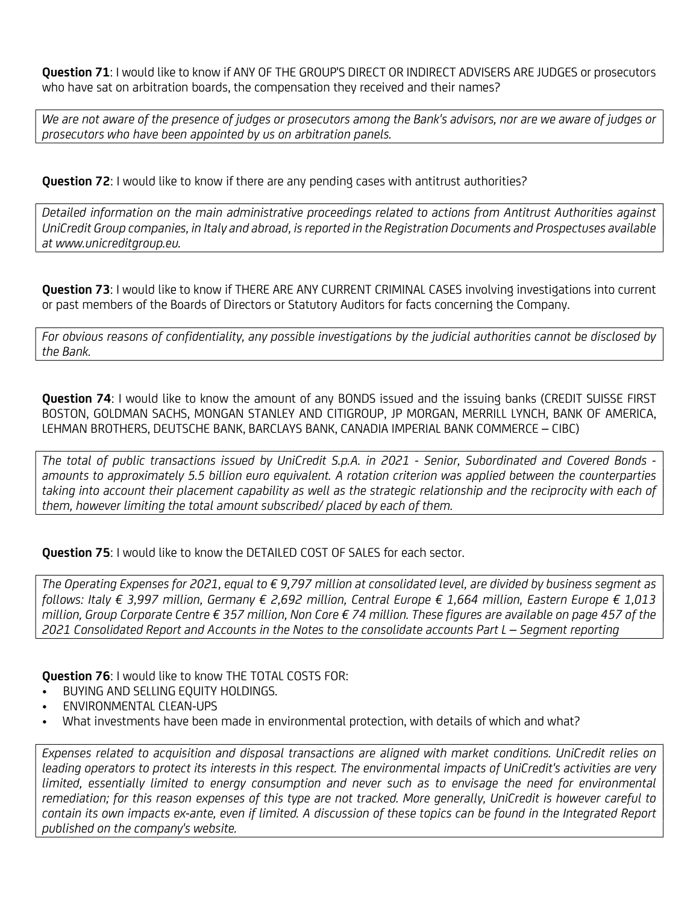**Question 71**: I would like to know if ANY OF THE GROUP'S DIRECT OR INDIRECT ADVISERS ARE JUDGES or prosecutors who have sat on arbitration boards, the compensation they received and their names?

*We are not aware of the presence of judges or prosecutors among the Bank's advisors, nor are we aware of judges or prosecutors who have been appointed by us on arbitration panels.*

**Question 72**: I would like to know if there are any pending cases with antitrust authorities?

*Detailed information on the main administrative proceedings related to actions from Antitrust Authorities against UniCredit Group companies, in Italy and abroad, is reported in the Registration Documents and Prospectuses available at www.unicreditgroup.eu.*

**Question 73**: I would like to know if THERE ARE ANY CURRENT CRIMINAL CASES involving investigations into current or past members of the Boards of Directors or Statutory Auditors for facts concerning the Company.

*For obvious reasons of confidentiality, any possible investigations by the judicial authorities cannot be disclosed by the Bank.*

**Question 74**: I would like to know the amount of any BONDS issued and the issuing banks (CREDIT SUISSE FIRST BOSTON, GOLDMAN SACHS, MONGAN STANLEY AND CITIGROUP, JP MORGAN, MERRILL LYNCH, BANK OF AMERICA, LEHMAN BROTHERS, DEUTSCHE BANK, BARCLAYS BANK, CANADIA IMPERIAL BANK COMMERCE – CIBC)

*The total of public transactions issued by UniCredit S.p.A. in 2021 - Senior, Subordinated and Covered Bonds - amounts to approximately 5.5 billion euro equivalent. A rotation criterion was applied between the counterparties taking into account their placement capability as well as the strategic relationship and the reciprocity with each of them, however limiting the total amount subscribed/ placed by each of them.*

**Question 75**: I would like to know the DETAILED COST OF SALES for each sector.

*The Operating Expenses for 2021, equal to € 9,797 million at consolidated level, are divided by business segment as follows: Italy € 3,997 million, Germany € 2,692 million, Central Europe € 1,664 million, Eastern Europe € 1,013 million, Group Corporate Centre € 357 million, Non Core € 74 million. These figures are available on page 457 of the 2021 Consolidated Report and Accounts in the Notes to the consolidate accounts Part L – Segment reporting*

**Question 76**: I would like to know THE TOTAL COSTS FOR:

- BUYING AND SELLING EQUITY HOLDINGS.
- ENVIRONMENTAL CLEAN-UPS
- What investments have been made in environmental protection, with details of which and what?

*Expenses related to acquisition and disposal transactions are aligned with market conditions. UniCredit relies on leading operators to protect its interests in this respect. The environmental impacts of UniCredit's activities are very limited, essentially limited to energy consumption and never such as to envisage the need for environmental remediation; for this reason expenses of this type are not tracked. More generally, UniCredit is however careful to contain its own impacts ex-ante, even if limited. A discussion of these topics can be found in the Integrated Report published on the company's website.*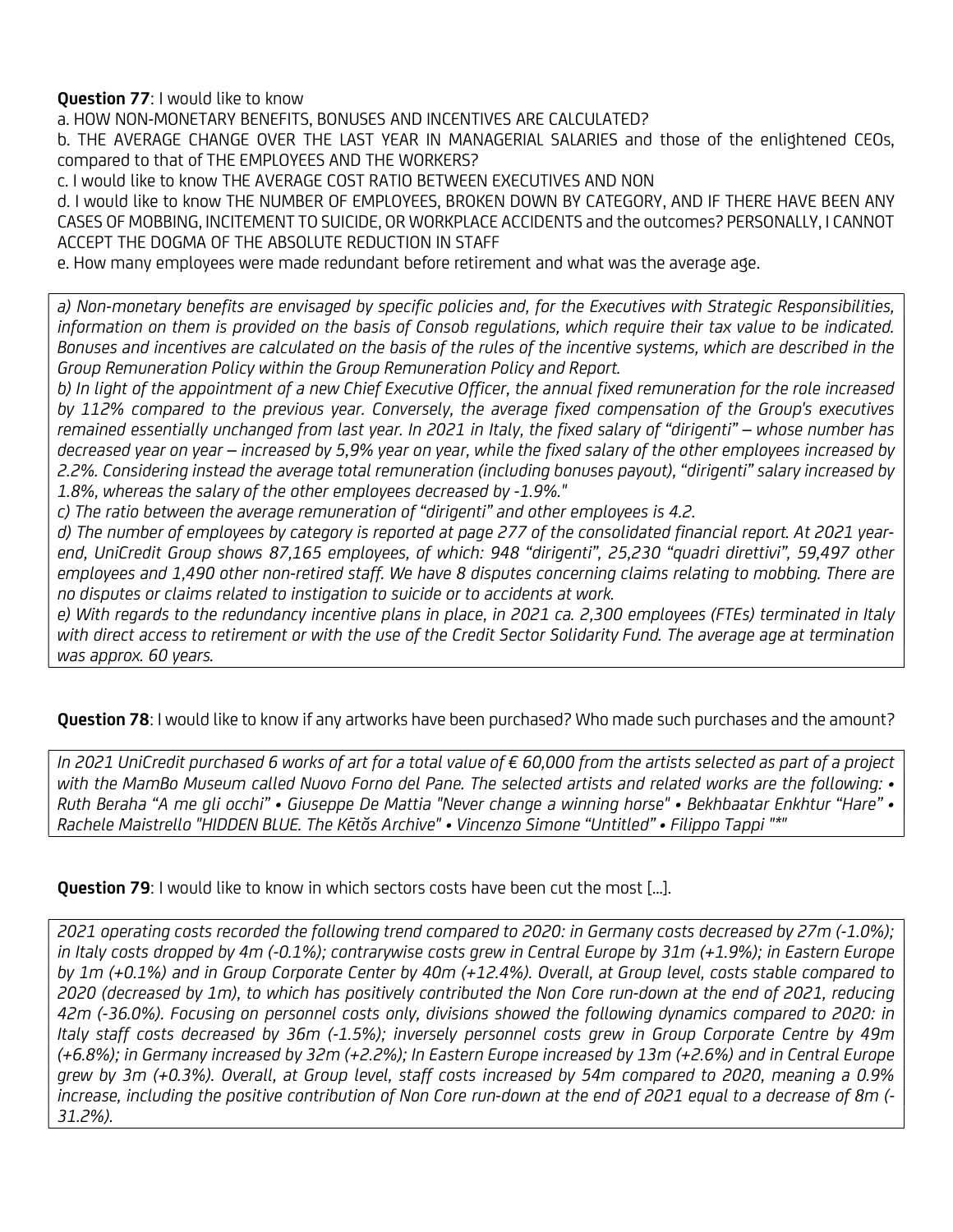**Question 77**: I would like to know

a. HOW NON-MONETARY BENEFITS, BONUSES AND INCENTIVES ARE CALCULATED?

b. THE AVERAGE CHANGE OVER THE LAST YEAR IN MANAGERIAL SALARIES and those of the enlightened CEOs, compared to that of THE EMPLOYEES AND THE WORKERS?

c. I would like to know THE AVERAGE COST RATIO BETWEEN EXECUTIVES AND NON

d. I would like to know THE NUMBER OF EMPLOYEES, BROKEN DOWN BY CATEGORY, AND IF THERE HAVE BEEN ANY CASES OF MOBBING, INCITEMENT TO SUICIDE, OR WORKPLACE ACCIDENTS and the outcomes? PERSONALLY, I CANNOT ACCEPT THE DOGMA OF THE ABSOLUTE REDUCTION IN STAFF

e. How many employees were made redundant before retirement and what was the average age.

*a) Non-monetary benefits are envisaged by specific policies and, for the Executives with Strategic Responsibilities, information on them is provided on the basis of Consob regulations, which require their tax value to be indicated. Bonuses and incentives are calculated on the basis of the rules of the incentive systems, which are described in the Group Remuneration Policy within the Group Remuneration Policy and Report.*

*b) In light of the appointment of a new Chief Executive Officer, the annual fixed remuneration for the role increased by 112% compared to the previous year. Conversely, the average fixed compensation of the Group's executives remained essentially unchanged from last year. In 2021 in Italy, the fixed salary of "dirigenti" – whose number has decreased year on year – increased by 5,9% year on year, while the fixed salary of the other employees increased by 2.2%. Considering instead the average total remuneration (including bonuses payout), "dirigenti" salary increased by 1.8%, whereas the salary of the other employees decreased by -1.9%."*

*c) The ratio between the average remuneration of "dirigenti" and other employees is 4.2.*

*d) The number of employees by category is reported at page 277 of the consolidated financial report. At 2021 year-end, UniCredit Group shows 87,165 employees, of which: 948 "dirigenti", 25,230 "quadri direttivi", 59,497 other employees and 1,490 other non-retired staff. We have 8 disputes concerning claims relating to mobbing. There are no disputes or claims related to instigation to suicide or to accidents at work.*

*e) With regards to the redundancy incentive plans in place, in 2021 ca. 2,300 employees (FTEs) terminated in Italy with direct access to retirement or with the use of the Credit Sector Solidarity Fund. The average age at termination was approx. 60 years.*

**Question 78**: I would like to know if any artworks have been purchased? Who made such purchases and the amount?

*In 2021 UniCredit purchased 6 works of art for a total value of € 60,000 from the artists selected as part of a project with the MamBo Museum called Nuovo Forno del Pane. The selected artists and related works are the following: • Ruth Beraha "A me gli occhi" • Giuseppe De Mattia "Never change a winning horse" • Bekhbaatar Enkhtur "Hare" • Rachele Maistrello "HIDDEN BLUE. The Kētōs Archive" • Vincenzo Simone "Untitled" • Filippo Tappi "*"*

**Question 79**: I would like to know in which sectors costs have been cut the most [...].

*2021 operating costs recorded the following trend compared to 2020: in Germany costs decreased by 27m (-1.0%); in Italy costs dropped by 4m (-0.1%); contrarywise costs grew in Central Europe by 31m (+1.9%); in Eastern Europe by 1m (+0.1%) and in Group Corporate Center by 40m (+12.4%). Overall, at Group level, costs stable compared to 2020 (decreased by 1m), to which has positively contributed the Non Core run-down at the end of 2021, reducing 42m (-36.0%). Focusing on personnel costs only, divisions showed the following dynamics compared to 2020: in Italy staff costs decreased by 36m (-1.5%); inversely personnel costs grew in Group Corporate Centre by 49m (+6.8%); in Germany increased by 32m (+2.2%); In Eastern Europe increased by 13m (+2.6%) and in Central Europe grew by 3m (+0.3%). Overall, at Group level, staff costs increased by 54m compared to 2020, meaning a 0.9% increase, including the positive contribution of Non Core run-down at the end of 2021 equal to a decrease of 8m (-31.2%).*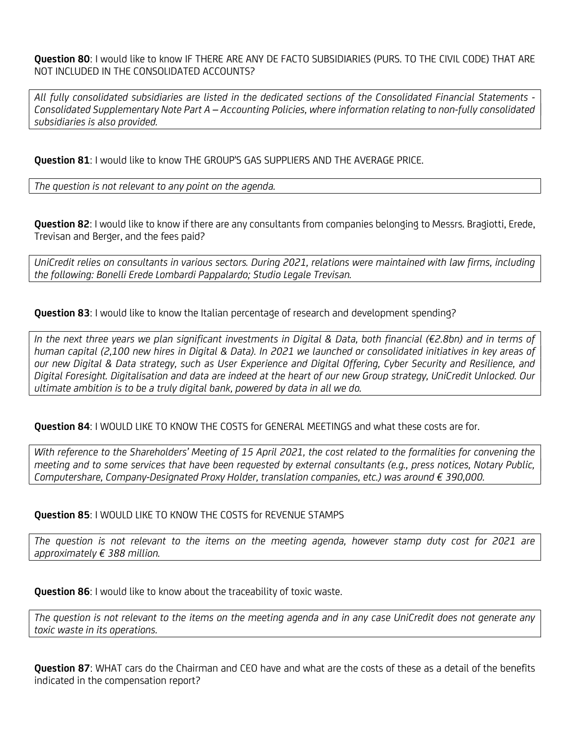**Question 80**: I would like to know IF THERE ARE ANY DE FACTO SUBSIDIARIES (PURS. TO THE CIVIL CODE) THAT ARE NOT INCLUDED IN THE CONSOLIDATED ACCOUNTS?

*All fully consolidated subsidiaries are listed in the dedicated sections of the Consolidated Financial Statements - Consolidated Supplementary Note Part A – Accounting Policies, where information relating to non-fully consolidated subsidiaries is also provided.*

**Question 81**: I would like to know THE GROUP'S GAS SUPPLIERS AND THE AVERAGE PRICE.

*The question is not relevant to any point on the agenda.*

**Question 82**: I would like to know if there are any consultants from companies belonging to Messrs. Bragiotti, Erede, Trevisan and Berger, and the fees paid?

*UniCredit relies on consultants in various sectors. During 2021, relations were maintained with law firms, including the following: Bonelli Erede Lombardi Pappalardo; Studio Legale Trevisan.*

**Question 83**: I would like to know the Italian percentage of research and development spending?

*In the next three years we plan significant investments in Digital & Data, both financial (€2.8bn) and in terms of human capital (2,100 new hires in Digital & Data). In 2021 we launched or consolidated initiatives in key areas of our new Digital & Data strategy, such as User Experience and Digital Offering, Cyber Security and Resilience, and Digital Foresight. Digitalisation and data are indeed at the heart of our new Group strategy, UniCredit Unlocked. Our ultimate ambition is to be a truly digital bank, powered by data in all we do.*

**Question 84**: I WOULD LIKE TO KNOW THE COSTS for GENERAL MEETINGS and what these costs are for.

*With reference to the Shareholders' Meeting of 15 April 2021, the cost related to the formalities for convening the meeting and to some services that have been requested by external consultants (e.g., press notices, Notary Public, Computershare, Company-Designated Proxy Holder, translation companies, etc.) was around € 390,000.*

**Question 85**: I WOULD LIKE TO KNOW THE COSTS for REVENUE STAMPS

*The question is not relevant to the items on the meeting agenda, however stamp duty cost for 2021 are approximately € 388 million.*

**Question 86**: I would like to know about the traceability of toxic waste.

*The question is not relevant to the items on the meeting agenda and in any case UniCredit does not generate any toxic waste in its operations.*

**Question 87**: WHAT cars do the Chairman and CEO have and what are the costs of these as a detail of the benefits indicated in the compensation report?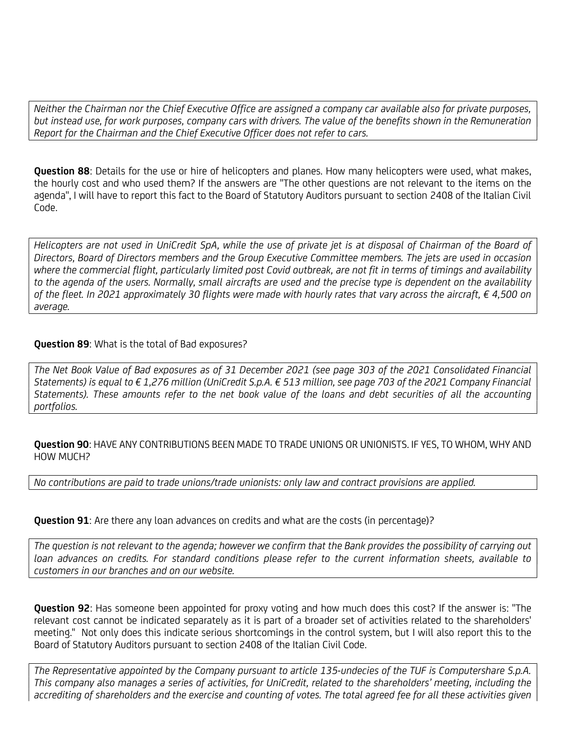*Neither the Chairman nor the Chief Executive Office are assigned a company car available also for private purposes, but instead use, for work purposes, company cars with drivers. The value of the benefits shown in the Remuneration Report for the Chairman and the Chief Executive Officer does not refer to cars.*

**Question 88**: Details for the use or hire of helicopters and planes. How many helicopters were used, what makes, the hourly cost and who used them? If the answers are "The other questions are not relevant to the items on the agenda", I will have to report this fact to the Board of Statutory Auditors pursuant to section 2408 of the Italian Civil Code.

*Helicopters are not used in UniCredit SpA, while the use of private jet is at disposal of Chairman of the Board of Directors, Board of Directors members and the Group Executive Committee members. The jets are used in occasion where the commercial flight, particularly limited post Covid outbreak, are not fit in terms of timings and availability to the agenda of the users. Normally, small aircrafts are used and the precise type is dependent on the availability of the fleet. In 2021 approximately 30 flights were made with hourly rates that vary across the aircraft, € 4,500 on average.*

**Question 89**: What is the total of Bad exposures?

*The Net Book Value of Bad exposures as of 31 December 2021 (see page 303 of the 2021 Consolidated Financial Statements) is equal to € 1,276 million (UniCredit S.p.A. € 513 million, see page 703 of the 2021 Company Financial Statements). These amounts refer to the net book value of the loans and debt securities of all the accounting portfolios.*

**Question 90**: HAVE ANY CONTRIBUTIONS BEEN MADE TO TRADE UNIONS OR UNIONISTS. IF YES, TO WHOM, WHY AND HOW MUCH?

*No contributions are paid to trade unions/trade unionists: only law and contract provisions are applied.*

**Question 91**: Are there any loan advances on credits and what are the costs (in percentage)?

*The question is not relevant to the agenda; however we confirm that the Bank provides the possibility of carrying out loan advances on credits. For standard conditions please refer to the current information sheets, available to customers in our branches and on our website.*

**Question 92**: Has someone been appointed for proxy voting and how much does this cost? If the answer is: "The relevant cost cannot be indicated separately as it is part of a broader set of activities related to the shareholders' meeting." Not only does this indicate serious shortcomings in the control system, but I will also report this to the Board of Statutory Auditors pursuant to section 2408 of the Italian Civil Code.

*The Representative appointed by the Company pursuant to article 135-undecies of the TUF is Computershare S.p.A. This company also manages a series of activities, for UniCredit, related to the shareholders' meeting, including the accrediting of shareholders and the exercise and counting of votes. The total agreed fee for all these activities given*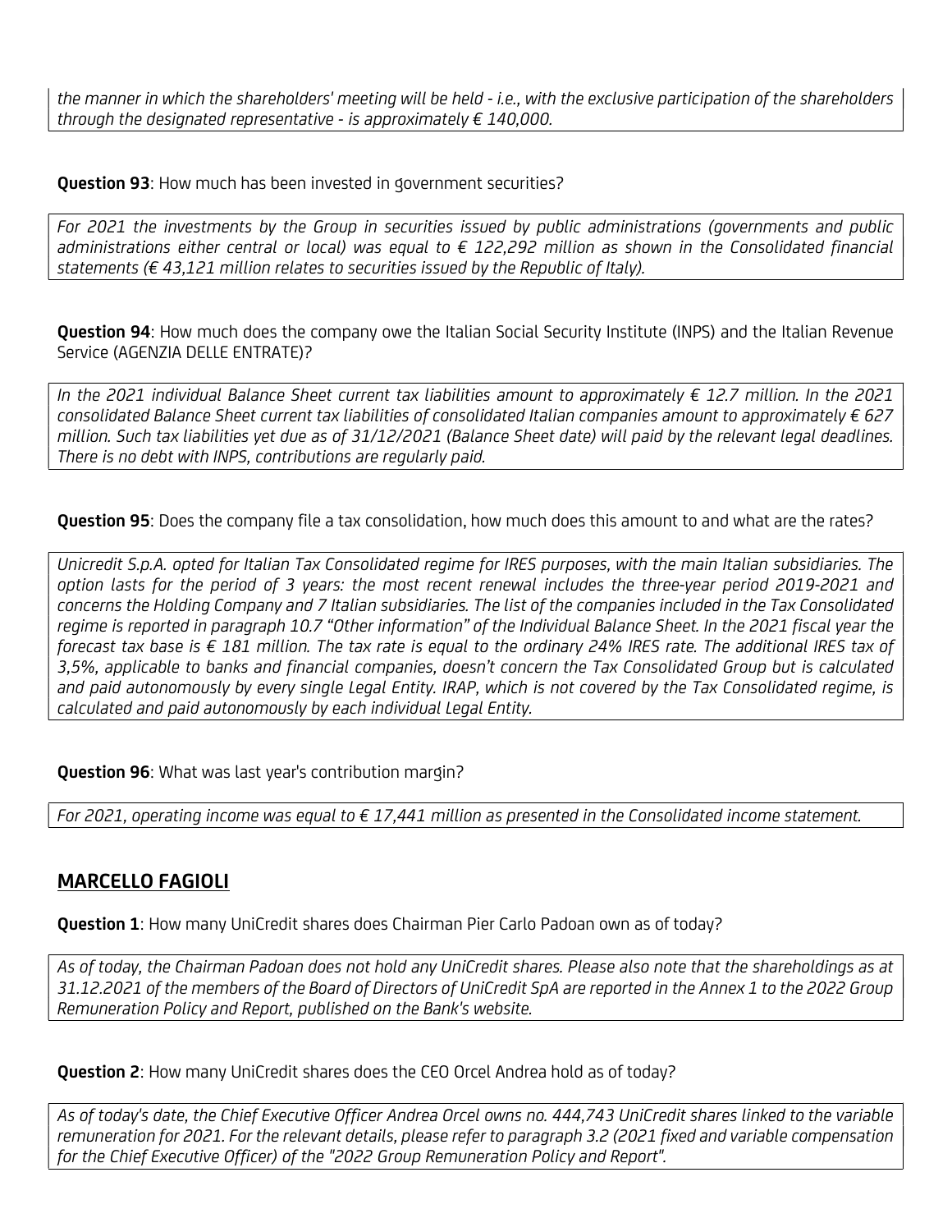*the manner in which the shareholders' meeting will be held - i.e., with the exclusive participation of the shareholders through the designated representative - is approximately € 140,000.*

**Question 93**: How much has been invested in government securities?

*For 2021 the investments by the Group in securities issued by public administrations (governments and public administrations either central or local) was equal to € 122,292 million as shown in the Consolidated financial statements (€ 43,121 million relates to securities issued by the Republic of Italy).*

**Question 94**: How much does the company owe the Italian Social Security Institute (INPS) and the Italian Revenue Service (AGENZIA DELLE ENTRATE)?

*In the 2021 individual Balance Sheet current tax liabilities amount to approximately € 12.7 million. In the 2021 consolidated Balance Sheet current tax liabilities of consolidated Italian companies amount to approximately € 627 million. Such tax liabilities yet due as of 31/12/2021 (Balance Sheet date) will paid by the relevant legal deadlines. There is no debt with INPS, contributions are regularly paid.*

**Question 95**: Does the company file a tax consolidation, how much does this amount to and what are the rates?

*Unicredit S.p.A. opted for Italian Tax Consolidated regime for IRES purposes, with the main Italian subsidiaries. The option lasts for the period of 3 years: the most recent renewal includes the three-year period 2019-2021 and concerns the Holding Company and 7 Italian subsidiaries. The list of the companies included in the Tax Consolidated regime is reported in paragraph 10.7 "Other information" of the Individual Balance Sheet. In the 2021 fiscal year the forecast tax base is € 181 million. The tax rate is equal to the ordinary 24% IRES rate. The additional IRES tax of 3,5%, applicable to banks and financial companies, doesn't concern the Tax Consolidated Group but is calculated and paid autonomously by every single Legal Entity. IRAP, which is not covered by the Tax Consolidated regime, is calculated and paid autonomously by each individual Legal Entity.*

**Question 96**: What was last year's contribution margin?

*For 2021, operating income was equal to € 17,441 million as presented in the Consolidated income statement.*

## MARCELLO FAGIOLI

**Question 1**: How many UniCredit shares does Chairman Pier Carlo Padoan own as of today?

*As of today, the Chairman Padoan does not hold any UniCredit shares. Please also note that the shareholdings as at 31.12.2021 of the members of the Board of Directors of UniCredit SpA are reported in the Annex 1 to the 2022 Group Remuneration Policy and Report, published on the Bank's website.*

**Question 2**: How many UniCredit shares does the CEO Orcel Andrea hold as of today?

*As of today's date, the Chief Executive Officer Andrea Orcel owns no. 444,743 UniCredit shares linked to the variable remuneration for 2021. For the relevant details, please refer to paragraph 3.2 (2021 fixed and variable compensation for the Chief Executive Officer) of the "2022 Group Remuneration Policy and Report".*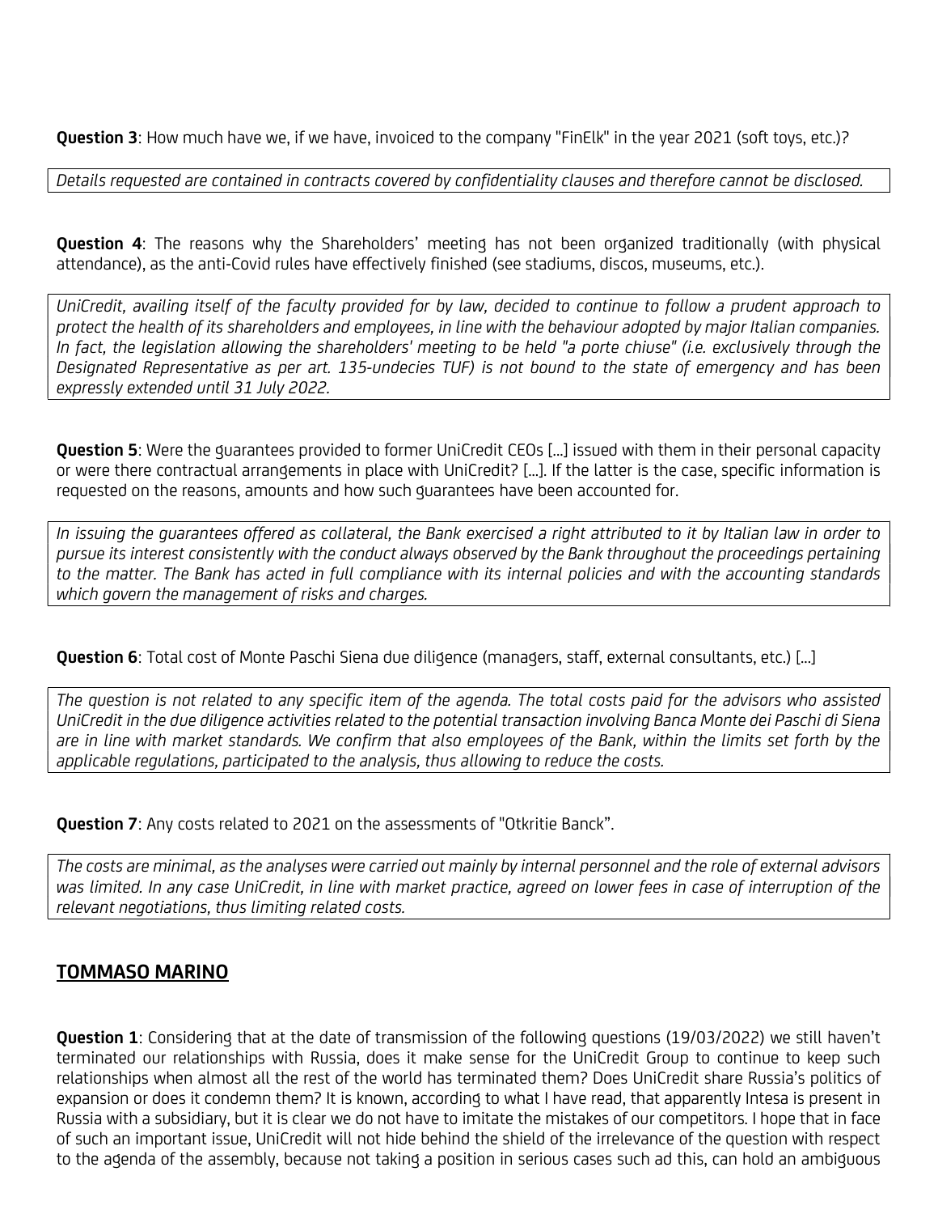**Question 3**: How much have we, if we have, invoiced to the company "FinElk" in the year 2021 (soft toys, etc.)?

*Details requested are contained in contracts covered by confidentiality clauses and therefore cannot be disclosed.*

**Question 4**: The reasons why the Shareholders' meeting has not been organized traditionally (with physical attendance), as the anti-Covid rules have effectively finished (see stadiums, discos, museums, etc.).

*UniCredit, availing itself of the faculty provided for by law, decided to continue to follow a prudent approach to protect the health of its shareholders and employees, in line with the behaviour adopted by major Italian companies. In fact, the legislation allowing the shareholders' meeting to be held "a porte chiuse" (i.e. exclusively through the Designated Representative as per art. 135-undecies TUF) is not bound to the state of emergency and has been expressly extended until 31 July 2022.*

**Question 5**: Were the guarantees provided to former UniCredit CEOs [...] issued with them in their personal capacity or were there contractual arrangements in place with UniCredit? [...]. If the latter is the case, specific information is requested on the reasons, amounts and how such guarantees have been accounted for.

*In issuing the guarantees offered as collateral, the Bank exercised a right attributed to it by Italian law in order to pursue its interest consistently with the conduct always observed by the Bank throughout the proceedings pertaining to the matter. The Bank has acted in full compliance with its internal policies and with the accounting standards which govern the management of risks and charges.*

**Question 6**: Total cost of Monte Paschi Siena due diligence (managers, staff, external consultants, etc.) [...]

*The question is not related to any specific item of the agenda. The total costs paid for the advisors who assisted UniCredit in the due diligence activities related to the potential transaction involving Banca Monte dei Paschi di Siena are in line with market standards. We confirm that also employees of the Bank, within the limits set forth by the applicable regulations, participated to the analysis, thus allowing to reduce the costs.*

**Question 7**: Any costs related to 2021 on the assessments of "Otkritie Banck".

*The costs are minimal, as the analyses were carried out mainly by internal personnel and the role of external advisors was limited. In any case UniCredit, in line with market practice, agreed on lower fees in case of interruption of the relevant negotiations, thus limiting related costs.*

## TOMMASO MARINO

**Question 1**: Considering that at the date of transmission of the following questions (19/03/2022) we still haven't terminated our relationships with Russia, does it make sense for the UniCredit Group to continue to keep such relationships when almost all the rest of the world has terminated them? Does UniCredit share Russia's politics of expansion or does it condemn them? It is known, according to what I have read, that apparently Intesa is present in Russia with a subsidiary, but it is clear we do not have to imitate the mistakes of our competitors. I hope that in face of such an important issue, UniCredit will not hide behind the shield of the irrelevance of the question with respect to the agenda of the assembly, because not taking a position in serious cases such ad this, can hold an ambiguous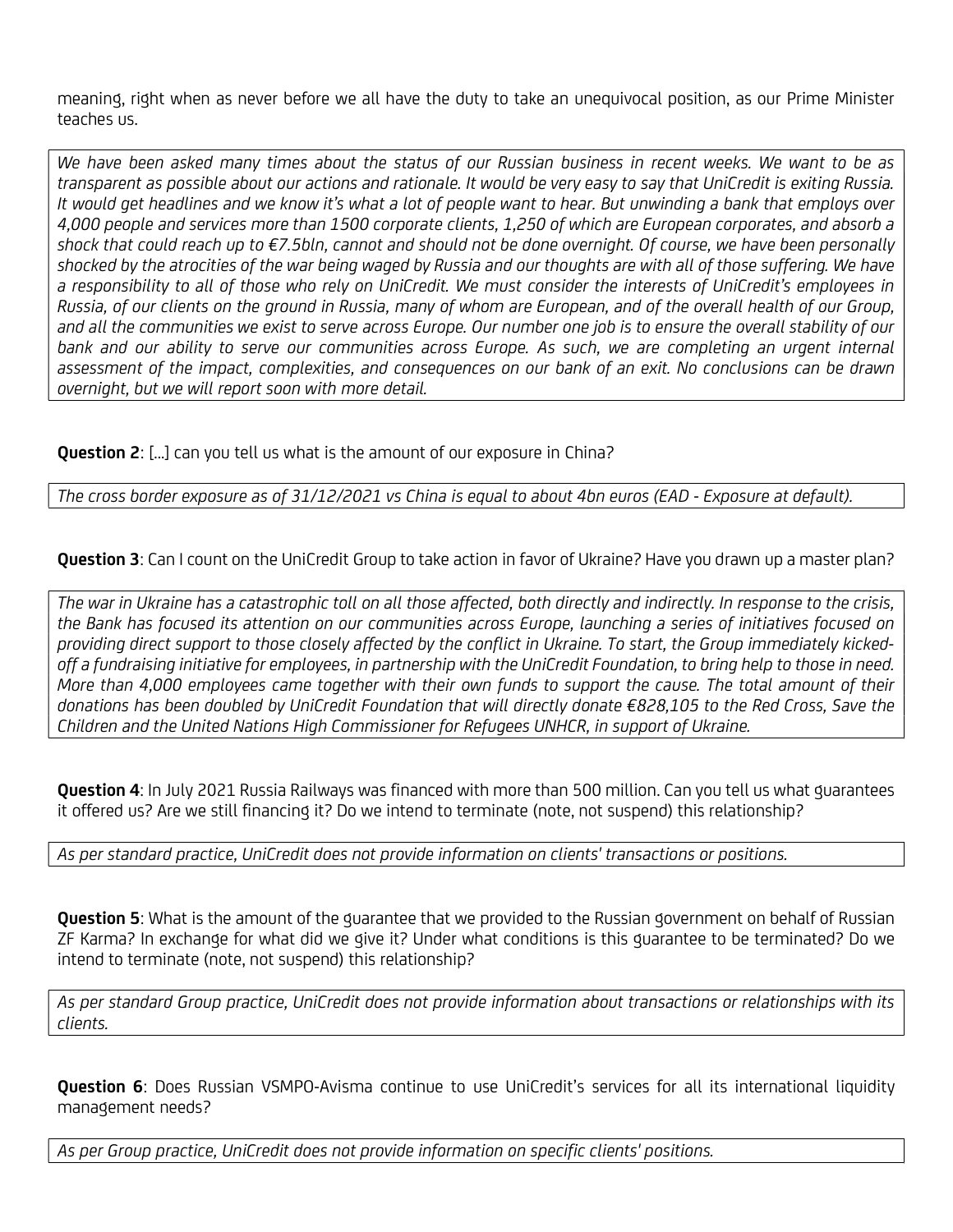meaning, right when as never before we all have the duty to take an unequivocal position, as our Prime Minister teaches us.

*We have been asked many times about the status of our Russian business in recent weeks. We want to be as transparent as possible about our actions and rationale. It would be very easy to say that UniCredit is exiting Russia. It would get headlines and we know it's what a lot of people want to hear. But unwinding a bank that employs over 4,000 people and services more than 1500 corporate clients, 1,250 of which are European corporates, and absorb a shock that could reach up to €7.5bln, cannot and should not be done overnight. Of course, we have been personally shocked by the atrocities of the war being waged by Russia and our thoughts are with all of those suffering. We have a responsibility to all of those who rely on UniCredit. We must consider the interests of UniCredit's employees in Russia, of our clients on the ground in Russia, many of whom are European, and of the overall health of our Group, and all the communities we exist to serve across Europe. Our number one job is to ensure the overall stability of our bank and our ability to serve our communities across Europe. As such, we are completing an urgent internal assessment of the impact, complexities, and consequences on our bank of an exit. No conclusions can be drawn overnight, but we will report soon with more detail.*

**Question 2**: [...] can you tell us what is the amount of our exposure in China?

*The cross border exposure as of 31/12/2021 vs China is equal to about 4bn euros (EAD - Exposure at default).*

**Question 3**: Can I count on the UniCredit Group to take action in favor of Ukraine? Have you drawn up a master plan?

*The war in Ukraine has a catastrophic toll on all those affected, both directly and indirectly. In response to the crisis, the Bank has focused its attention on our communities across Europe, launching a series of initiatives focused on providing direct support to those closely affected by the conflict in Ukraine. To start, the Group immediately kicked-off a fundraising initiative for employees, in partnership with the UniCredit Foundation, to bring help to those in need. More than 4,000 employees came together with their own funds to support the cause. The total amount of their donations has been doubled by UniCredit Foundation that will directly donate €828,105 to the Red Cross, Save the Children and the United Nations High Commissioner for Refugees UNHCR, in support of Ukraine.*

**Question 4**: In July 2021 Russia Railways was financed with more than 500 million. Can you tell us what guarantees it offered us? Are we still financing it? Do we intend to terminate (note, not suspend) this relationship?

*As per standard practice, UniCredit does not provide information on clients' transactions or positions.*

**Question 5**: What is the amount of the guarantee that we provided to the Russian government on behalf of Russian ZF Karma? In exchange for what did we give it? Under what conditions is this guarantee to be terminated? Do we intend to terminate (note, not suspend) this relationship?

*As per standard Group practice, UniCredit does not provide information about transactions or relationships with its clients.*

**Question 6**: Does Russian VSMPO-Avisma continue to use UniCredit's services for all its international liquidity management needs?

*As per Group practice, UniCredit does not provide information on specific clients' positions.*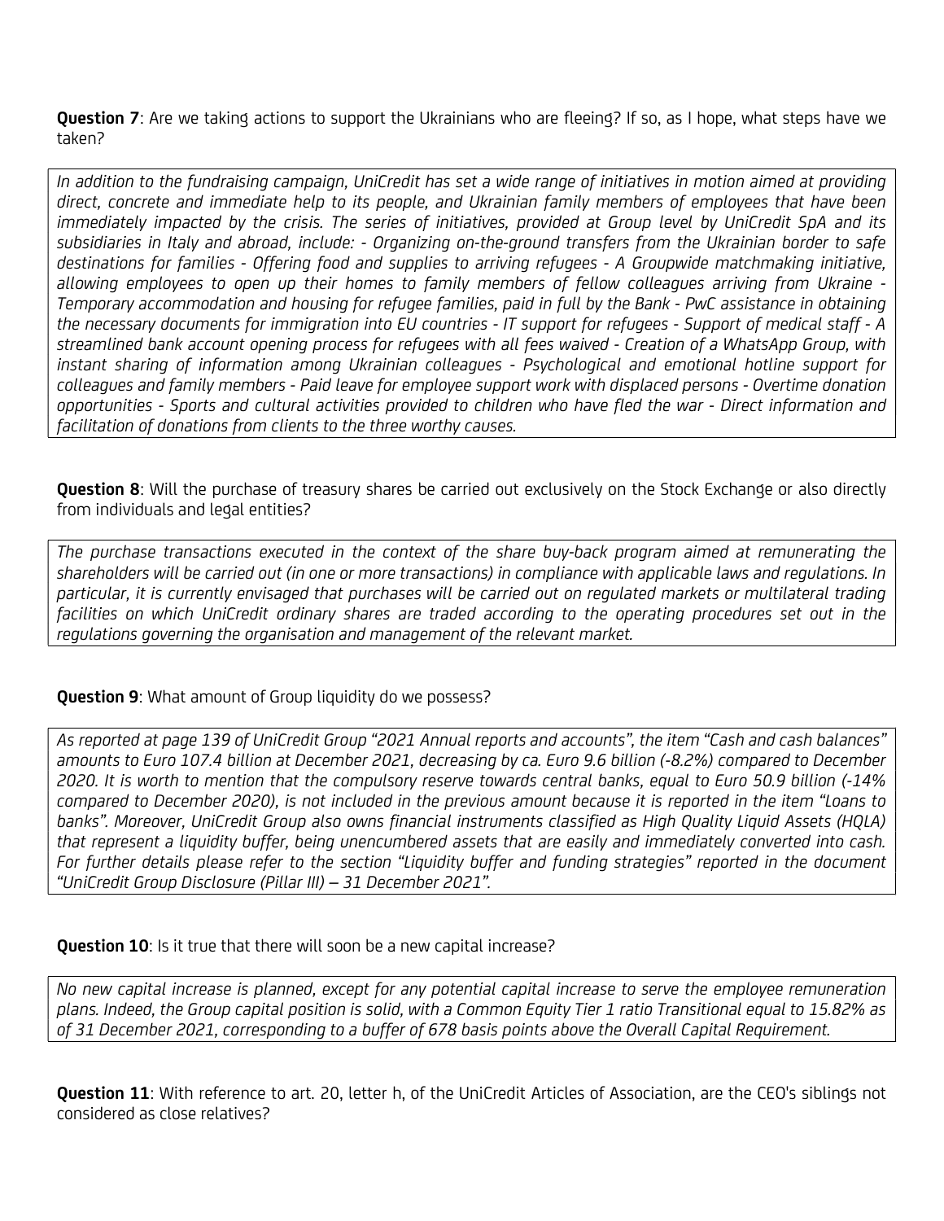**Question 7**: Are we taking actions to support the Ukrainians who are fleeing? If so, as I hope, what steps have we taken?

*In addition to the fundraising campaign, UniCredit has set a wide range of initiatives in motion aimed at providing direct, concrete and immediate help to its people, and Ukrainian family members of employees that have been immediately impacted by the crisis. The series of initiatives, provided at Group level by UniCredit SpA and its subsidiaries in Italy and abroad, include: - Organizing on-the-ground transfers from the Ukrainian border to safe destinations for families - Offering food and supplies to arriving refugees - A Groupwide matchmaking initiative, allowing employees to open up their homes to family members of fellow colleagues arriving from Ukraine - Temporary accommodation and housing for refugee families, paid in full by the Bank - PwC assistance in obtaining the necessary documents for immigration into EU countries - IT support for refugees - Support of medical staff - A streamlined bank account opening process for refugees with all fees waived - Creation of a WhatsApp Group, with instant sharing of information among Ukrainian colleagues - Psychological and emotional hotline support for colleagues and family members - Paid leave for employee support work with displaced persons - Overtime donation opportunities - Sports and cultural activities provided to children who have fled the war - Direct information and facilitation of donations from clients to the three worthy causes.*

**Question 8**: Will the purchase of treasury shares be carried out exclusively on the Stock Exchange or also directly from individuals and legal entities?

*The purchase transactions executed in the context of the share buy-back program aimed at remunerating the shareholders will be carried out (in one or more transactions) in compliance with applicable laws and regulations. In particular, it is currently envisaged that purchases will be carried out on regulated markets or multilateral trading facilities on which UniCredit ordinary shares are traded according to the operating procedures set out in the regulations governing the organisation and management of the relevant market.*

**Question 9**: What amount of Group liquidity do we possess?

*As reported at page 139 of UniCredit Group "2021 Annual reports and accounts", the item "Cash and cash balances" amounts to Euro 107.4 billion at December 2021, decreasing by ca. Euro 9.6 billion (-8.2%) compared to December 2020. It is worth to mention that the compulsory reserve towards central banks, equal to Euro 50.9 billion (-14% compared to December 2020), is not included in the previous amount because it is reported in the item "Loans to banks". Moreover, UniCredit Group also owns financial instruments classified as High Quality Liquid Assets (HQLA) that represent a liquidity buffer, being unencumbered assets that are easily and immediately converted into cash. For further details please refer to the section "Liquidity buffer and funding strategies" reported in the document "UniCredit Group Disclosure (Pillar III) – 31 December 2021".*

**Question 10**: Is it true that there will soon be a new capital increase?

*No new capital increase is planned, except for any potential capital increase to serve the employee remuneration plans. Indeed, the Group capital position is solid, with a Common Equity Tier 1 ratio Transitional equal to 15.82% as of 31 December 2021, corresponding to a buffer of 678 basis points above the Overall Capital Requirement.*

**Question 11**: With reference to art. 20, letter h, of the UniCredit Articles of Association, are the CEO's siblings not considered as close relatives?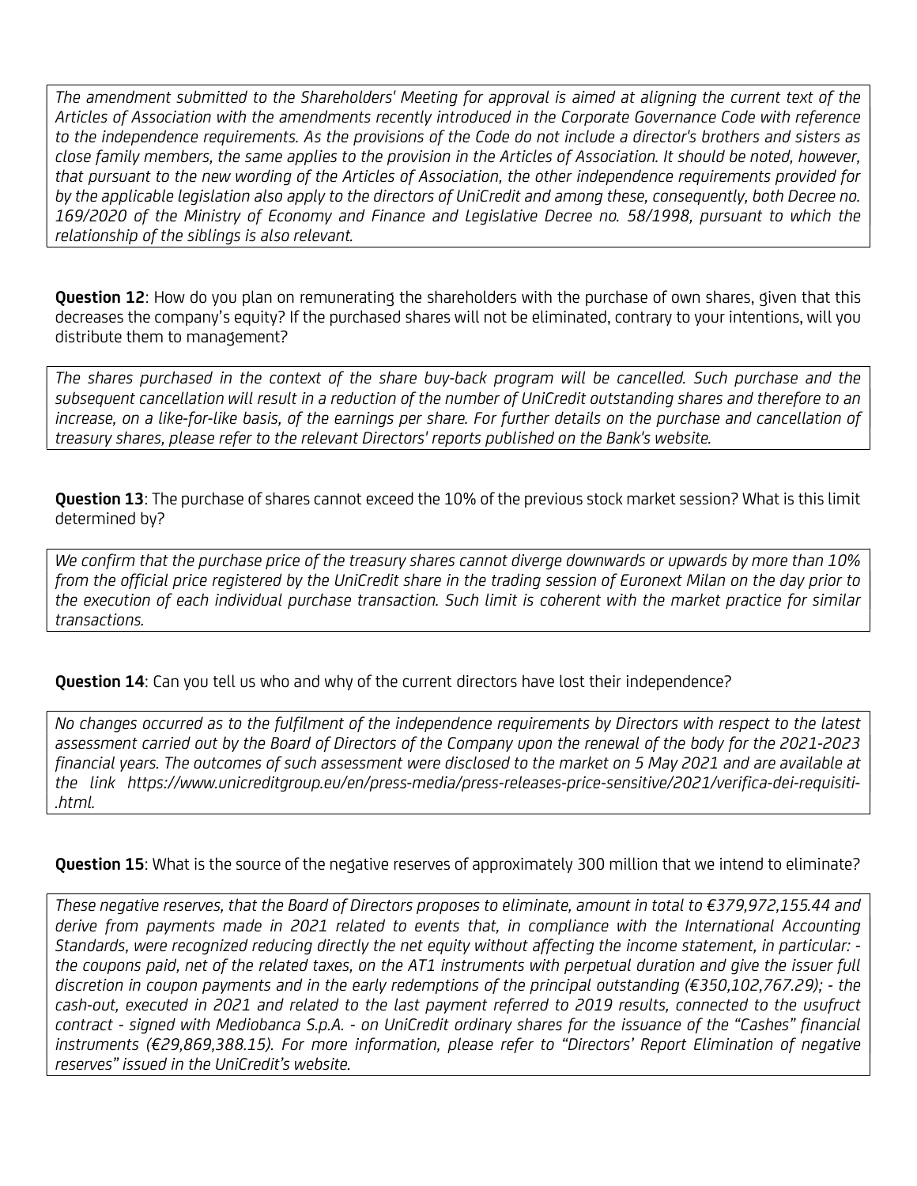*The amendment submitted to the Shareholders' Meeting for approval is aimed at aligning the current text of the Articles of Association with the amendments recently introduced in the Corporate Governance Code with reference to the independence requirements. As the provisions of the Code do not include a director's brothers and sisters as close family members, the same applies to the provision in the Articles of Association. It should be noted, however, that pursuant to the new wording of the Articles of Association, the other independence requirements provided for by the applicable legislation also apply to the directors of UniCredit and among these, consequently, both Decree no. 169/2020 of the Ministry of Economy and Finance and Legislative Decree no. 58/1998, pursuant to which the relationship of the siblings is also relevant.*

**Question 12**: How do you plan on remunerating the shareholders with the purchase of own shares, given that this decreases the company's equity? If the purchased shares will not be eliminated, contrary to your intentions, will you distribute them to management?

*The shares purchased in the context of the share buy-back program will be cancelled. Such purchase and the subsequent cancellation will result in a reduction of the number of UniCredit outstanding shares and therefore to an increase, on a like-for-like basis, of the earnings per share. For further details on the purchase and cancellation of treasury shares, please refer to the relevant Directors' reports published on the Bank's website.*

**Question 13**: The purchase of shares cannot exceed the 10% of the previous stock market session? What is this limit determined by?

*We confirm that the purchase price of the treasury shares cannot diverge downwards or upwards by more than 10% from the official price registered by the UniCredit share in the trading session of Euronext Milan on the day prior to the execution of each individual purchase transaction. Such limit is coherent with the market practice for similar transactions.*

**Question 14**: Can you tell us who and why of the current directors have lost their independence?

*No changes occurred as to the fulfilment of the independence requirements by Directors with respect to the latest assessment carried out by the Board of Directors of the Company upon the renewal of the body for the 2021-2023 financial years. The outcomes of such assessment were disclosed to the market on 5 May 2021 and are available at the link https://www.unicreditgroup.eu/en/press-media/press-releases-price-sensitive/2021/verifica-dei-requisiti-.html.*

**Question 15**: What is the source of the negative reserves of approximately 300 million that we intend to eliminate?

*These negative reserves, that the Board of Directors proposes to eliminate, amount in total to €379,972,155.44 and derive from payments made in 2021 related to events that, in compliance with the International Accounting Standards, were recognized reducing directly the net equity without affecting the income statement, in particular: - the coupons paid, net of the related taxes, on the AT1 instruments with perpetual duration and give the issuer full discretion in coupon payments and in the early redemptions of the principal outstanding (€350,102,767.29); - the cash-out, executed in 2021 and related to the last payment referred to 2019 results, connected to the usufruct contract - signed with Mediobanca S.p.A. - on UniCredit ordinary shares for the issuance of the "Cashes" financial instruments (€29,869,388.15). For more information, please refer to "Directors' Report Elimination of negative reserves" issued in the UniCredit's website.*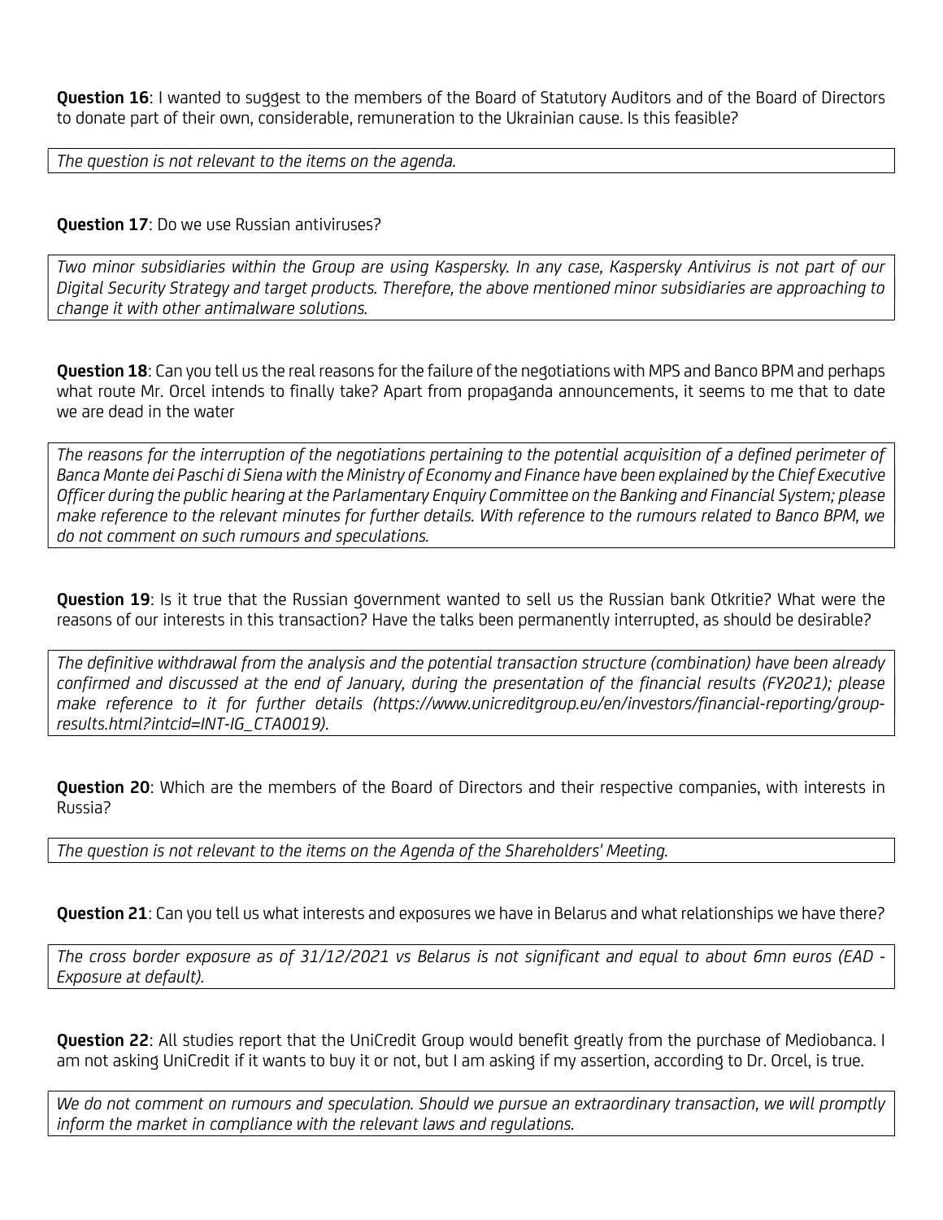**Question 16**: I wanted to suggest to the members of the Board of Statutory Auditors and of the Board of Directors to donate part of their own, considerable, remuneration to the Ukrainian cause. Is this feasible?

*The question is not relevant to the items on the agenda.*

**Question 17**: Do we use Russian antiviruses?

*Two minor subsidiaries within the Group are using Kaspersky. In any case, Kaspersky Antivirus is not part of our Digital Security Strategy and target products. Therefore, the above mentioned minor subsidiaries are approaching to change it with other antimalware solutions.*

**Question 18**: Can you tell us the real reasons for the failure of the negotiations with MPS and Banco BPM and perhaps what route Mr. Orcel intends to finally take? Apart from propaganda announcements, it seems to me that to date we are dead in the water

*The reasons for the interruption of the negotiations pertaining to the potential acquisition of a defined perimeter of Banca Monte dei Paschi di Siena with the Ministry of Economy and Finance have been explained by the Chief Executive Officer during the public hearing at the Parlamentary Enquiry Committee on the Banking and Financial System; please make reference to the relevant minutes for further details. With reference to the rumours related to Banco BPM, we do not comment on such rumours and speculations.*

**Question 19**: Is it true that the Russian government wanted to sell us the Russian bank Otkritie? What were the reasons of our interests in this transaction? Have the talks been permanently interrupted, as should be desirable?

*The definitive withdrawal from the analysis and the potential transaction structure (combination) have been already confirmed and discussed at the end of January, during the presentation of the financial results (FY2021); please make reference to it for further details (https://www.unicreditgroup.eu/en/investors/financial-reporting/group-results.html?intcid=INT-IG_CTA0019).*

**Question 20**: Which are the members of the Board of Directors and their respective companies, with interests in Russia?

*The question is not relevant to the items on the Agenda of the Shareholders' Meeting.*

**Question 21**: Can you tell us what interests and exposures we have in Belarus and what relationships we have there?

*The cross border exposure as of 31/12/2021 vs Belarus is not significant and equal to about 6mn euros (EAD - Exposure at default).*

**Question 22**: All studies report that the UniCredit Group would benefit greatly from the purchase of Mediobanca. I am not asking UniCredit if it wants to buy it or not, but I am asking if my assertion, according to Dr. Orcel, is true.

*We do not comment on rumours and speculation. Should we pursue an extraordinary transaction, we will promptly inform the market in compliance with the relevant laws and regulations.*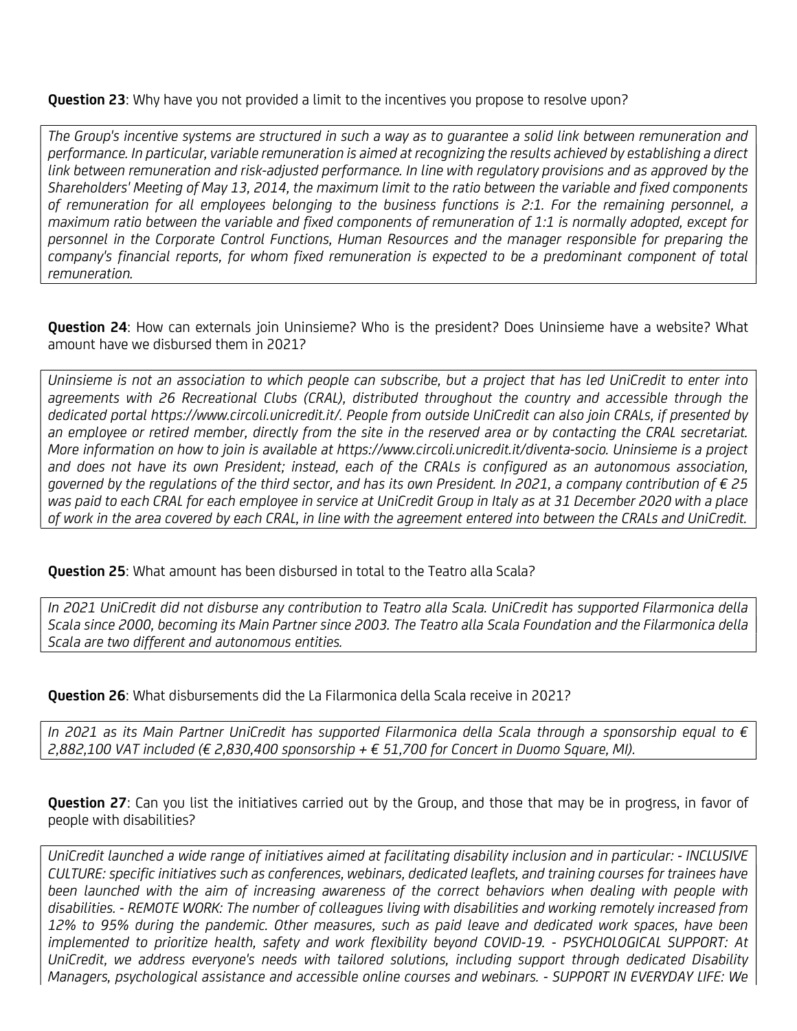**Question 23**: Why have you not provided a limit to the incentives you propose to resolve upon?

*The Group's incentive systems are structured in such a way as to guarantee a solid link between remuneration and performance. In particular, variable remuneration is aimed at recognizing the results achieved by establishing a direct link between remuneration and risk-adjusted performance. In line with regulatory provisions and as approved by the Shareholders' Meeting of May 13, 2014, the maximum limit to the ratio between the variable and fixed components of remuneration for all employees belonging to the business functions is 2:1. For the remaining personnel, a maximum ratio between the variable and fixed components of remuneration of 1:1 is normally adopted, except for personnel in the Corporate Control Functions, Human Resources and the manager responsible for preparing the company's financial reports, for whom fixed remuneration is expected to be a predominant component of total remuneration.*

**Question 24**: How can externals join Uninsieme? Who is the president? Does Uninsieme have a website? What amount have we disbursed them in 2021?

*Uninsieme is not an association to which people can subscribe, but a project that has led UniCredit to enter into agreements with 26 Recreational Clubs (CRAL), distributed throughout the country and accessible through the dedicated portal https://www.circoli.unicredit.it/. People from outside UniCredit can also join CRALs, if presented by an employee or retired member, directly from the site in the reserved area or by contacting the CRAL secretariat. More information on how to join is available at https://www.circoli.unicredit.it/diventa-socio. Uninsieme is a project and does not have its own President; instead, each of the CRALs is configured as an autonomous association, governed by the regulations of the third sector, and has its own President. In 2021, a company contribution of € 25 was paid to each CRAL for each employee in service at UniCredit Group in Italy as at 31 December 2020 with a place of work in the area covered by each CRAL, in line with the agreement entered into between the CRALs and UniCredit.*

**Question 25**: What amount has been disbursed in total to the Teatro alla Scala?

*In 2021 UniCredit did not disburse any contribution to Teatro alla Scala. UniCredit has supported Filarmonica della Scala since 2000, becoming its Main Partner since 2003. The Teatro alla Scala Foundation and the Filarmonica della Scala are two different and autonomous entities.*

**Question 26**: What disbursements did the La Filarmonica della Scala receive in 2021?

*In 2021 as its Main Partner UniCredit has supported Filarmonica della Scala through a sponsorship equal to € 2,882,100 VAT included (€ 2,830,400 sponsorship + € 51,700 for Concert in Duomo Square, MI).*

**Question 27**: Can you list the initiatives carried out by the Group, and those that may be in progress, in favor of people with disabilities?

*UniCredit launched a wide range of initiatives aimed at facilitating disability inclusion and in particular: - INCLUSIVE CULTURE: specific initiatives such as conferences, webinars, dedicated leaflets, and training courses for trainees have been launched with the aim of increasing awareness of the correct behaviors when dealing with people with disabilities. - REMOTE WORK: The number of colleagues living with disabilities and working remotely increased from 12% to 95% during the pandemic. Other measures, such as paid leave and dedicated work spaces, have been implemented to prioritize health, safety and work flexibility beyond COVID-19. - PSYCHOLOGICAL SUPPORT: At UniCredit, we address everyone's needs with tailored solutions, including support through dedicated Disability Managers, psychological assistance and accessible online courses and webinars. - SUPPORT IN EVERYDAY LIFE: We*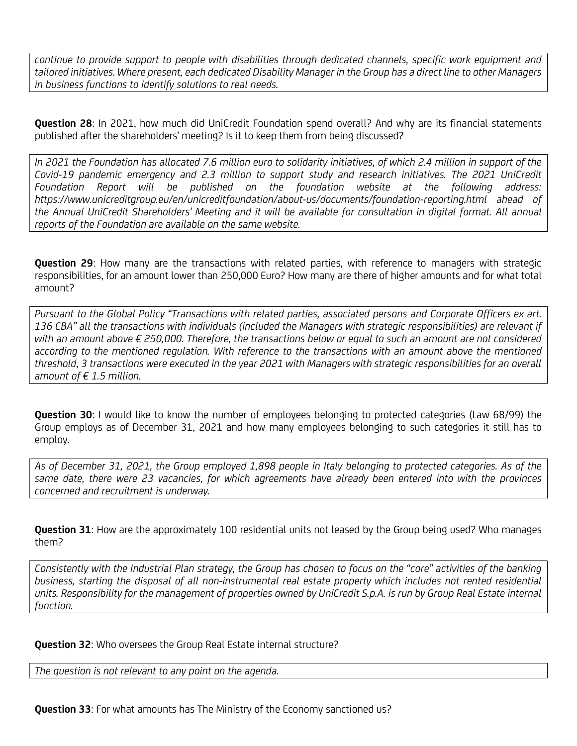*continue to provide support to people with disabilities through dedicated channels, specific work equipment and tailored initiatives. Where present, each dedicated Disability Manager in the Group has a direct line to other Managers in business functions to identify solutions to real needs.*

**Question 28**: In 2021, how much did UniCredit Foundation spend overall? And why are its financial statements published after the shareholders' meeting? Is it to keep them from being discussed?

*In 2021 the Foundation has allocated 7.6 million euro to solidarity initiatives, of which 2.4 million in support of the Covid-19 pandemic emergency and 2.3 million to support study and research initiatives. The 2021 UniCredit Foundation Report will be published on the foundation website at the following address: https://www.unicreditgroup.eu/en/unicreditfoundation/about-us/documents/foundation-reporting.html ahead of the Annual UniCredit Shareholders' Meeting and it will be available for consultation in digital format. All annual reports of the Foundation are available on the same website.*

**Question 29**: How many are the transactions with related parties, with reference to managers with strategic responsibilities, for an amount lower than 250,000 Euro? How many are there of higher amounts and for what total amount?

*Pursuant to the Global Policy "Transactions with related parties, associated persons and Corporate Officers ex art. 136 CBA" all the transactions with individuals (included the Managers with strategic responsibilities) are relevant if with an amount above € 250,000. Therefore, the transactions below or equal to such an amount are not considered according to the mentioned regulation. With reference to the transactions with an amount above the mentioned threshold, 3 transactions were executed in the year 2021 with Managers with strategic responsibilities for an overall amount of € 1.5 million.*

**Question 30**: I would like to know the number of employees belonging to protected categories (Law 68/99) the Group employs as of December 31, 2021 and how many employees belonging to such categories it still has to employ.

*As of December 31, 2021, the Group employed 1,898 people in Italy belonging to protected categories. As of the same date, there were 23 vacancies, for which agreements have already been entered into with the provinces concerned and recruitment is underway.*

**Question 31**: How are the approximately 100 residential units not leased by the Group being used? Who manages them?

*Consistently with the Industrial Plan strategy, the Group has chosen to focus on the "core" activities of the banking business, starting the disposal of all non-instrumental real estate property which includes not rented residential units. Responsibility for the management of properties owned by UniCredit S.p.A. is run by Group Real Estate internal function.*

**Question 32**: Who oversees the Group Real Estate internal structure?

*The question is not relevant to any point on the agenda.*

**Question 33**: For what amounts has The Ministry of the Economy sanctioned us?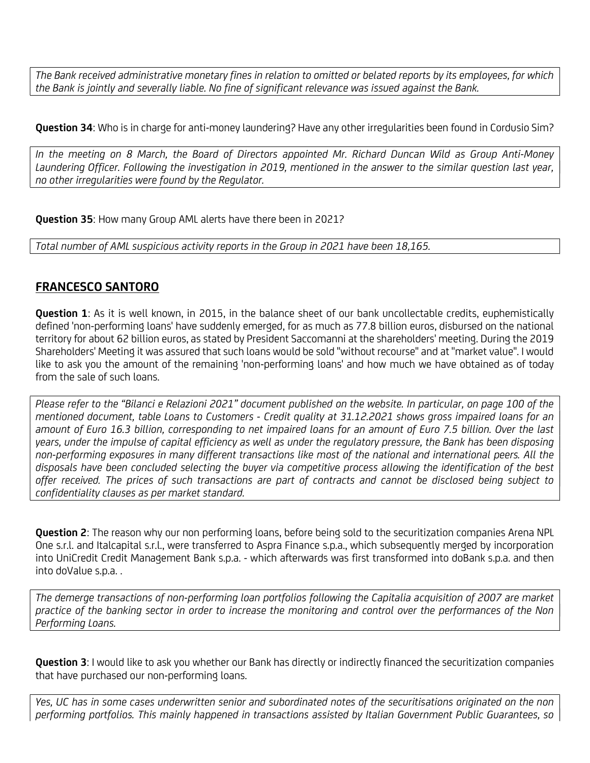*The Bank received administrative monetary fines in relation to omitted or belated reports by its employees, for which the Bank is jointly and severally liable. No fine of significant relevance was issued against the Bank.*

**Question 34**: Who is in charge for anti-money laundering? Have any other irregularities been found in Cordusio Sim?

*In the meeting on 8 March, the Board of Directors appointed Mr. Richard Duncan Wild as Group Anti-Money Laundering Officer. Following the investigation in 2019, mentioned in the answer to the similar question last year, no other irregularities were found by the Regulator.*

**Question 35**: How many Group AML alerts have there been in 2021?

*Total number of AML suspicious activity reports in the Group in 2021 have been 18,165.*

## FRANCESCO SANTORO

**Question 1**: As it is well known, in 2015, in the balance sheet of our bank uncollectable credits, euphemistically defined 'non-performing loans' have suddenly emerged, for as much as 77.8 billion euros, disbursed on the national territory for about 62 billion euros, as stated by President Saccomanni at the shareholders' meeting. During the 2019 Shareholders' Meeting it was assured that such loans would be sold "without recourse" and at "market value". I would like to ask you the amount of the remaining 'non-performing loans' and how much we have obtained as of today from the sale of such loans.

*Please refer to the "Bilanci e Relazioni 2021" document published on the website. In particular, on page 100 of the mentioned document, table Loans to Customers - Credit quality at 31.12.2021 shows gross impaired loans for an amount of Euro 16.3 billion, corresponding to net impaired loans for an amount of Euro 7.5 billion. Over the last years, under the impulse of capital efficiency as well as under the regulatory pressure, the Bank has been disposing non-performing exposures in many different transactions like most of the national and international peers. All the disposals have been concluded selecting the buyer via competitive process allowing the identification of the best offer received. The prices of such transactions are part of contracts and cannot be disclosed being subject to confidentiality clauses as per market standard.*

**Question 2**: The reason why our non performing loans, before being sold to the securitization companies Arena NPL One s.r.l. and Italcapital s.r.l., were transferred to Aspra Finance s.p.a., which subsequently merged by incorporation into UniCredit Credit Management Bank s.p.a. - which afterwards was first transformed into doBank s.p.a. and then into doValue s.p.a. .

*The demerge transactions of non-performing loan portfolios following the Capitalia acquisition of 2007 are market practice of the banking sector in order to increase the monitoring and control over the performances of the Non Performing Loans.*

**Question 3**: I would like to ask you whether our Bank has directly or indirectly financed the securitization companies that have purchased our non-performing loans.

*Yes, UC has in some cases underwritten senior and subordinated notes of the securitisations originated on the non performing portfolios. This mainly happened in transactions assisted by Italian Government Public Guarantees, so*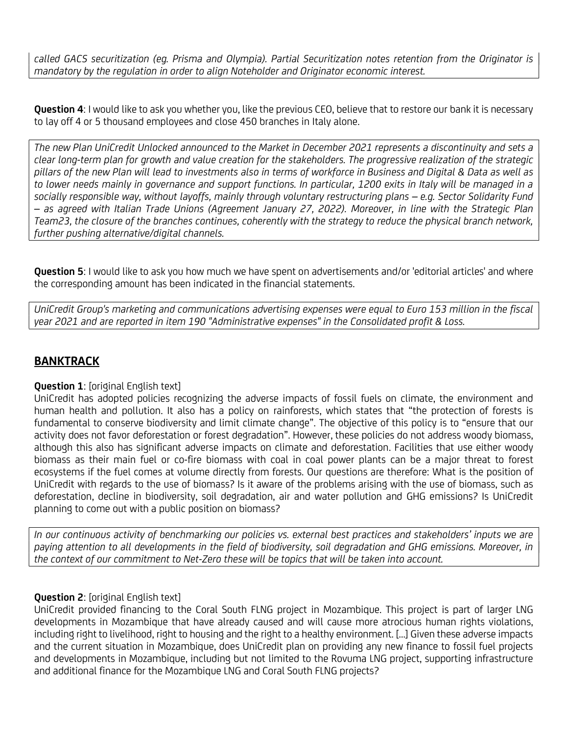*called GACS securitization (eg. Prisma and Olympia). Partial Securitization notes retention from the Originator is mandatory by the regulation in order to align Noteholder and Originator economic interest.*

**Question 4**: I would like to ask you whether you, like the previous CEO, believe that to restore our bank it is necessary to lay off 4 or 5 thousand employees and close 450 branches in Italy alone.

*The new Plan UniCredit Unlocked announced to the Market in December 2021 represents a discontinuity and sets a clear long-term plan for growth and value creation for the stakeholders. The progressive realization of the strategic pillars of the new Plan will lead to investments also in terms of workforce in Business and Digital & Data as well as to lower needs mainly in governance and support functions. In particular, 1200 exits in Italy will be managed in a socially responsible way, without layoffs, mainly through voluntary restructuring plans – e.g. Sector Solidarity Fund – as agreed with Italian Trade Unions (Agreement January 27, 2022). Moreover, in line with the Strategic Plan Team23, the closure of the branches continues, coherently with the strategy to reduce the physical branch network, further pushing alternative/digital channels.*

**Question 5**: I would like to ask you how much we have spent on advertisements and/or 'editorial articles' and where the corresponding amount has been indicated in the financial statements.

*UniCredit Group's marketing and communications advertising expenses were equal to Euro 153 million in the fiscal year 2021 and are reported in item 190 "Administrative expenses" in the Consolidated profit & Loss.*

## BANKTRACK

**Question 1**: [original English text]
UniCredit has adopted policies recognizing the adverse impacts of fossil fuels on climate, the environment and human health and pollution. It also has a policy on rainforests, which states that "the protection of forests is fundamental to conserve biodiversity and limit climate change". The objective of this policy is to "ensure that our activity does not favor deforestation or forest degradation". However, these policies do not address woody biomass, although this also has significant adverse impacts on climate and deforestation. Facilities that use either woody biomass as their main fuel or co-fire biomass with coal in coal power plants can be a major threat to forest ecosystems if the fuel comes at volume directly from forests. Our questions are therefore: What is the position of UniCredit with regards to the use of biomass? Is it aware of the problems arising with the use of biomass, such as deforestation, decline in biodiversity, soil degradation, air and water pollution and GHG emissions? Is UniCredit planning to come out with a public position on biomass?

*In our continuous activity of benchmarking our policies vs. external best practices and stakeholders' inputs we are paying attention to all developments in the field of biodiversity, soil degradation and GHG emissions. Moreover, in the context of our commitment to Net-Zero these will be topics that will be taken into account.*

**Question 2**: [original English text]
UniCredit provided financing to the Coral South FLNG project in Mozambique. This project is part of larger LNG developments in Mozambique that have already caused and will cause more atrocious human rights violations, including right to livelihood, right to housing and the right to a healthy environment. [...] Given these adverse impacts and the current situation in Mozambique, does UniCredit plan on providing any new finance to fossil fuel projects and developments in Mozambique, including but not limited to the Rovuma LNG project, supporting infrastructure and additional finance for the Mozambique LNG and Coral South FLNG projects?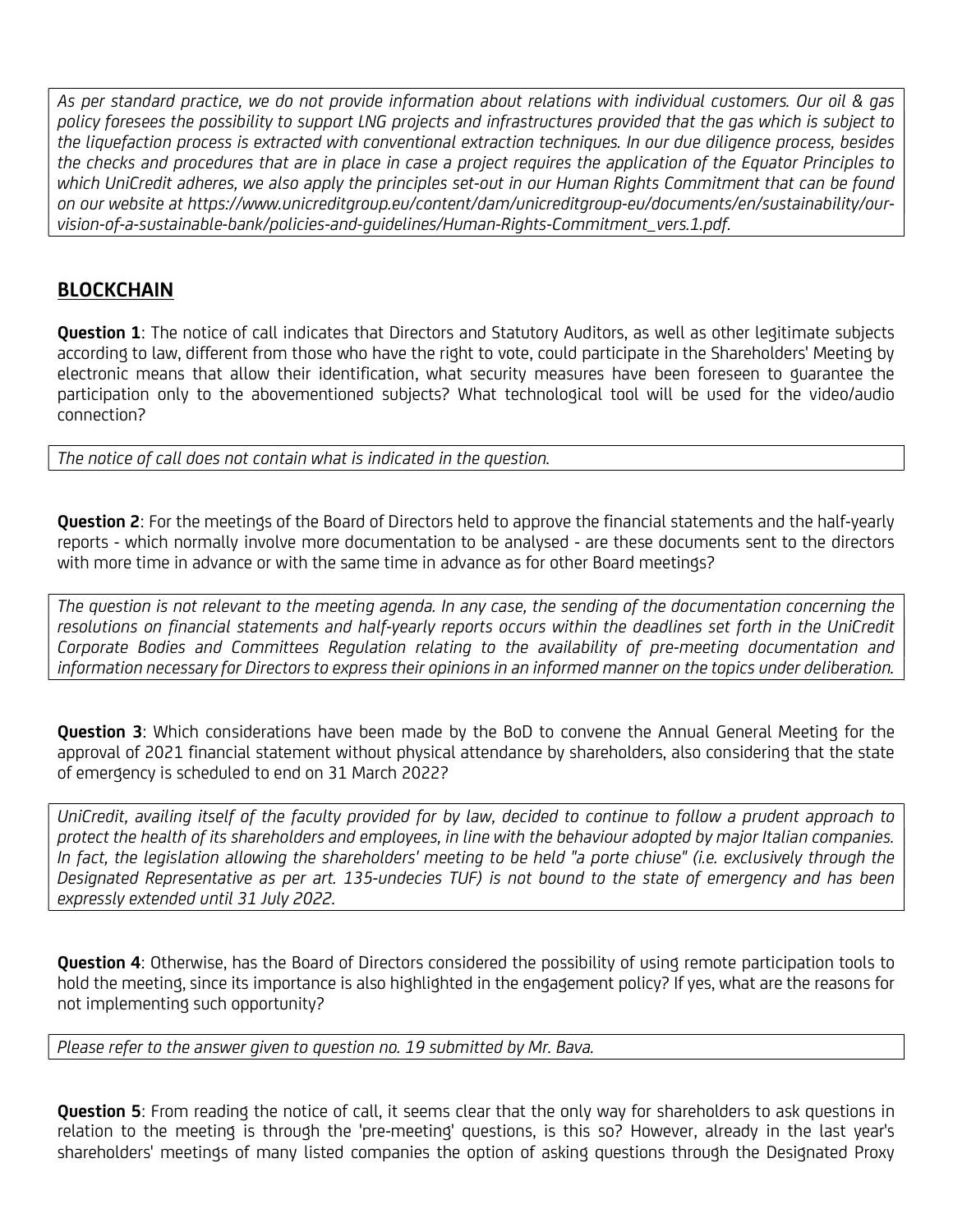*As per standard practice, we do not provide information about relations with individual customers. Our oil & gas policy foresees the possibility to support LNG projects and infrastructures provided that the gas which is subject to the liquefaction process is extracted with conventional extraction techniques. In our due diligence process, besides the checks and procedures that are in place in case a project requires the application of the Equator Principles to which UniCredit adheres, we also apply the principles set-out in our Human Rights Commitment that can be found on our website at https://www.unicreditgroup.eu/content/dam/unicreditgroup-eu/documents/en/sustainability/our-vision-of-a-sustainable-bank/policies-and-guidelines/Human-Rights-Commitment_vers.1.pdf.*

## BLOCKCHAIN

**Question 1**: The notice of call indicates that Directors and Statutory Auditors, as well as other legitimate subjects according to law, different from those who have the right to vote, could participate in the Shareholders' Meeting by electronic means that allow their identification, what security measures have been foreseen to guarantee the participation only to the abovementioned subjects? What technological tool will be used for the video/audio connection?

*The notice of call does not contain what is indicated in the question.*

**Question 2**: For the meetings of the Board of Directors held to approve the financial statements and the half-yearly reports - which normally involve more documentation to be analysed - are these documents sent to the directors with more time in advance or with the same time in advance as for other Board meetings?

*The question is not relevant to the meeting agenda. In any case, the sending of the documentation concerning the resolutions on financial statements and half-yearly reports occurs within the deadlines set forth in the UniCredit Corporate Bodies and Committees Regulation relating to the availability of pre-meeting documentation and information necessary for Directors to express their opinions in an informed manner on the topics under deliberation.*

**Question 3**: Which considerations have been made by the BoD to convene the Annual General Meeting for the approval of 2021 financial statement without physical attendance by shareholders, also considering that the state of emergency is scheduled to end on 31 March 2022?

*UniCredit, availing itself of the faculty provided for by law, decided to continue to follow a prudent approach to protect the health of its shareholders and employees, in line with the behaviour adopted by major Italian companies. In fact, the legislation allowing the shareholders' meeting to be held "a porte chiuse" (i.e. exclusively through the Designated Representative as per art. 135-undecies TUF) is not bound to the state of emergency and has been expressly extended until 31 July 2022.*

**Question 4**: Otherwise, has the Board of Directors considered the possibility of using remote participation tools to hold the meeting, since its importance is also highlighted in the engagement policy? If yes, what are the reasons for not implementing such opportunity?

*Please refer to the answer given to question no. 19 submitted by Mr. Bava.*

**Question 5**: From reading the notice of call, it seems clear that the only way for shareholders to ask questions in relation to the meeting is through the 'pre-meeting' questions, is this so? However, already in the last year's shareholders' meetings of many listed companies the option of asking questions through the Designated Proxy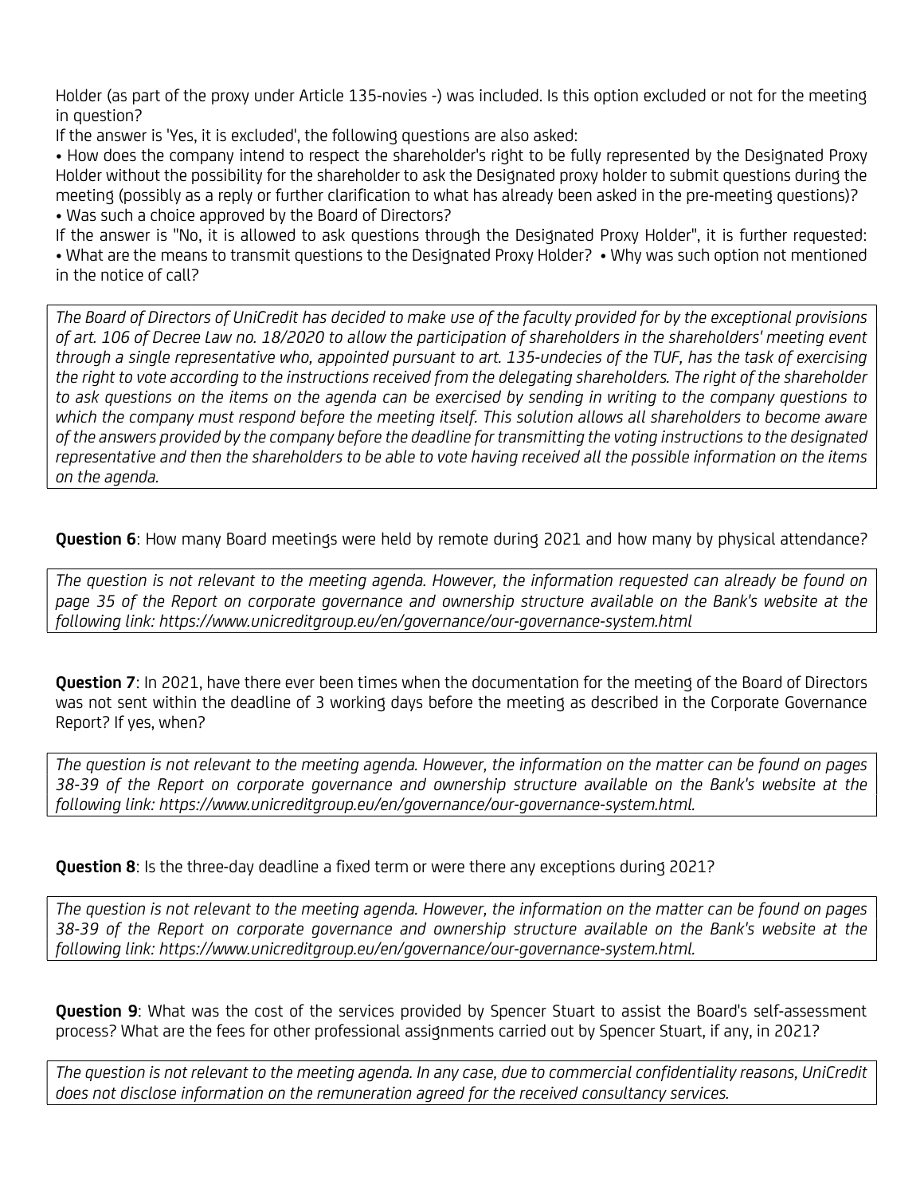Holder (as part of the proxy under Article 135-novies -) was included. Is this option excluded or not for the meeting in question?

If the answer is 'Yes, it is excluded', the following questions are also asked:

• How does the company intend to respect the shareholder's right to be fully represented by the Designated Proxy Holder without the possibility for the shareholder to ask the Designated proxy holder to submit questions during the meeting (possibly as a reply or further clarification to what has already been asked in the pre-meeting questions)?

• Was such a choice approved by the Board of Directors?

If the answer is "No, it is allowed to ask questions through the Designated Proxy Holder", it is further requested:

• What are the means to transmit questions to the Designated Proxy Holder? • Why was such option not mentioned in the notice of call?

*The Board of Directors of UniCredit has decided to make use of the faculty provided for by the exceptional provisions of art. 106 of Decree Law no. 18/2020 to allow the participation of shareholders in the shareholders' meeting event through a single representative who, appointed pursuant to art. 135-undecies of the TUF, has the task of exercising the right to vote according to the instructions received from the delegating shareholders. The right of the shareholder to ask questions on the items on the agenda can be exercised by sending in writing to the company questions to which the company must respond before the meeting itself. This solution allows all shareholders to become aware of the answers provided by the company before the deadline for transmitting the voting instructions to the designated representative and then the shareholders to be able to vote having received all the possible information on the items on the agenda.*

**Question 6**: How many Board meetings were held by remote during 2021 and how many by physical attendance?

*The question is not relevant to the meeting agenda. However, the information requested can already be found on page 35 of the Report on corporate governance and ownership structure available on the Bank's website at the following link: https://www.unicreditgroup.eu/en/governance/our-governance-system.html*

**Question 7**: In 2021, have there ever been times when the documentation for the meeting of the Board of Directors was not sent within the deadline of 3 working days before the meeting as described in the Corporate Governance Report? If yes, when?

*The question is not relevant to the meeting agenda. However, the information on the matter can be found on pages 38-39 of the Report on corporate governance and ownership structure available on the Bank's website at the following link: https://www.unicreditgroup.eu/en/governance/our-governance-system.html.*

**Question 8**: Is the three-day deadline a fixed term or were there any exceptions during 2021?

*The question is not relevant to the meeting agenda. However, the information on the matter can be found on pages 38-39 of the Report on corporate governance and ownership structure available on the Bank's website at the following link: https://www.unicreditgroup.eu/en/governance/our-governance-system.html.*

**Question 9**: What was the cost of the services provided by Spencer Stuart to assist the Board's self-assessment process? What are the fees for other professional assignments carried out by Spencer Stuart, if any, in 2021?

*The question is not relevant to the meeting agenda. In any case, due to commercial confidentiality reasons, UniCredit does not disclose information on the remuneration agreed for the received consultancy services.*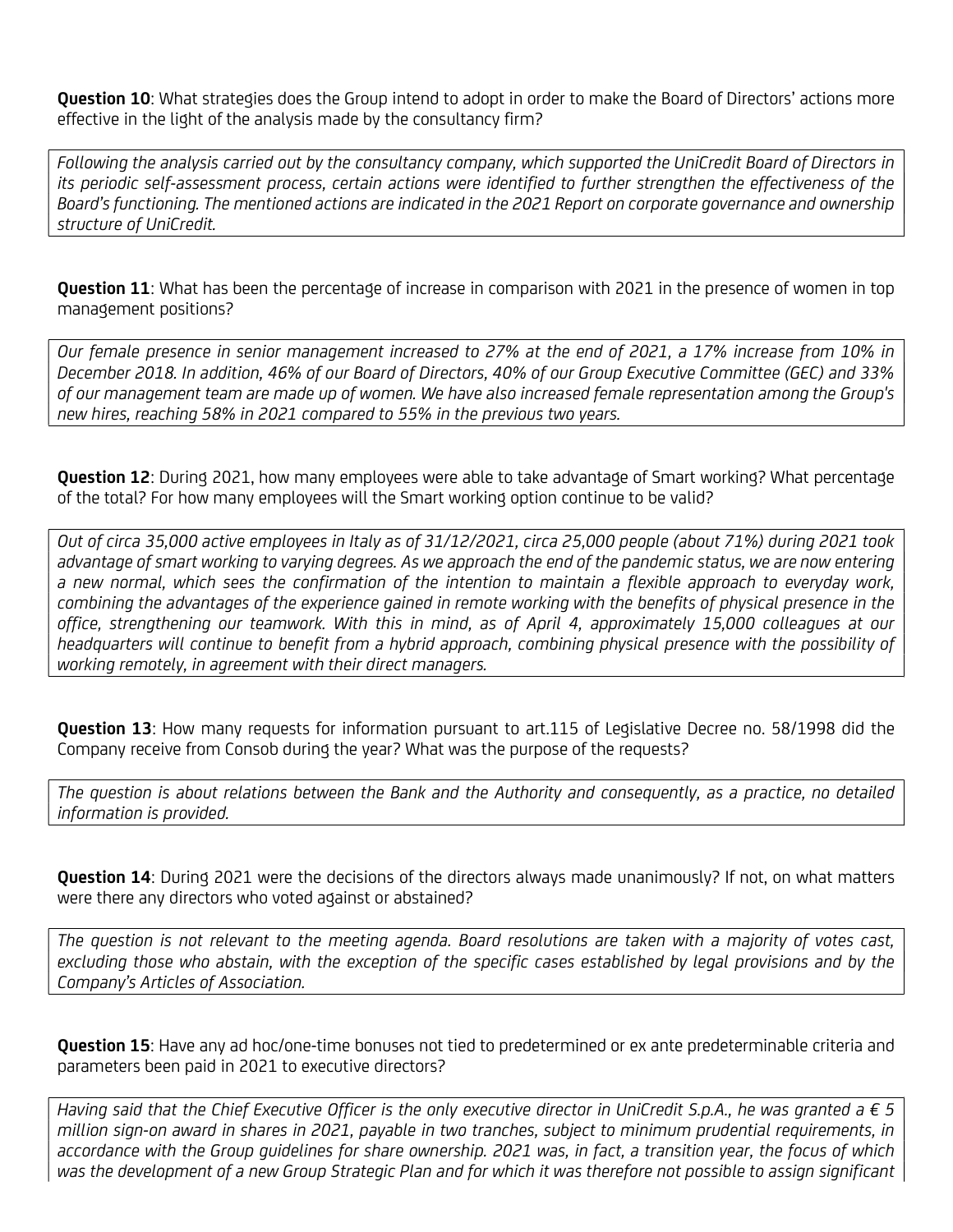**Question 10**: What strategies does the Group intend to adopt in order to make the Board of Directors' actions more effective in the light of the analysis made by the consultancy firm?

*Following the analysis carried out by the consultancy company, which supported the UniCredit Board of Directors in its periodic self-assessment process, certain actions were identified to further strengthen the effectiveness of the Board's functioning. The mentioned actions are indicated in the 2021 Report on corporate governance and ownership structure of UniCredit.*

**Question 11**: What has been the percentage of increase in comparison with 2021 in the presence of women in top management positions?

*Our female presence in senior management increased to 27% at the end of 2021, a 17% increase from 10% in December 2018. In addition, 46% of our Board of Directors, 40% of our Group Executive Committee (GEC) and 33% of our management team are made up of women. We have also increased female representation among the Group's new hires, reaching 58% in 2021 compared to 55% in the previous two years.*

**Question 12**: During 2021, how many employees were able to take advantage of Smart working? What percentage of the total? For how many employees will the Smart working option continue to be valid?

*Out of circa 35,000 active employees in Italy as of 31/12/2021, circa 25,000 people (about 71%) during 2021 took advantage of smart working to varying degrees. As we approach the end of the pandemic status, we are now entering a new normal, which sees the confirmation of the intention to maintain a flexible approach to everyday work, combining the advantages of the experience gained in remote working with the benefits of physical presence in the office, strengthening our teamwork. With this in mind, as of April 4, approximately 15,000 colleagues at our headquarters will continue to benefit from a hybrid approach, combining physical presence with the possibility of working remotely, in agreement with their direct managers.*

**Question 13**: How many requests for information pursuant to art.115 of Legislative Decree no. 58/1998 did the Company receive from Consob during the year? What was the purpose of the requests?

*The question is about relations between the Bank and the Authority and consequently, as a practice, no detailed information is provided.*

**Question 14**: During 2021 were the decisions of the directors always made unanimously? If not, on what matters were there any directors who voted against or abstained?

*The question is not relevant to the meeting agenda. Board resolutions are taken with a majority of votes cast, excluding those who abstain, with the exception of the specific cases established by legal provisions and by the Company's Articles of Association.*

**Question 15**: Have any ad hoc/one-time bonuses not tied to predetermined or ex ante predeterminable criteria and parameters been paid in 2021 to executive directors?

*Having said that the Chief Executive Officer is the only executive director in UniCredit S.p.A., he was granted a € 5 million sign-on award in shares in 2021, payable in two tranches, subject to minimum prudential requirements, in accordance with the Group guidelines for share ownership. 2021 was, in fact, a transition year, the focus of which was the development of a new Group Strategic Plan and for which it was therefore not possible to assign significant*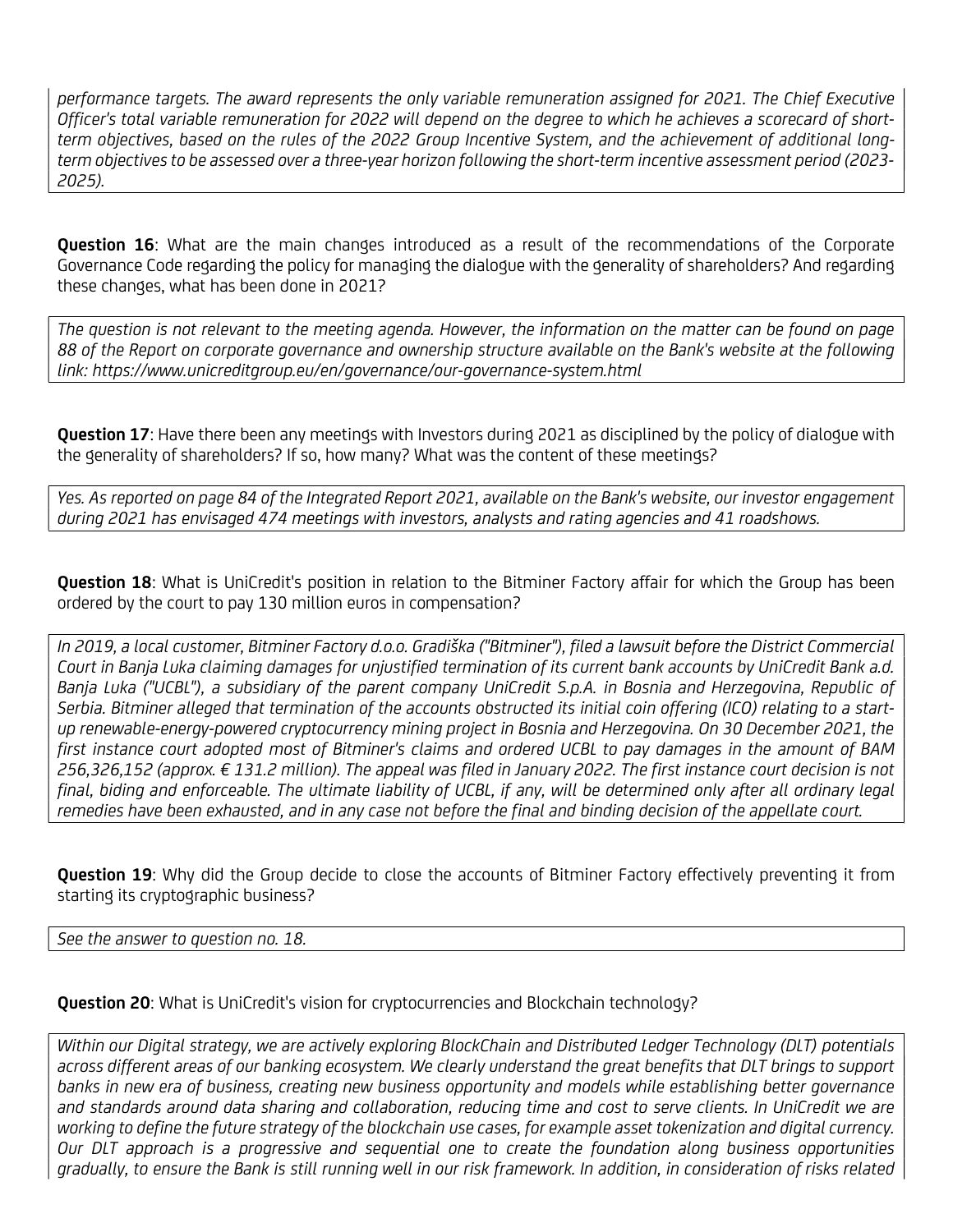*performance targets. The award represents the only variable remuneration assigned for 2021. The Chief Executive Officer's total variable remuneration for 2022 will depend on the degree to which he achieves a scorecard of short-term objectives, based on the rules of the 2022 Group Incentive System, and the achievement of additional long-term objectives to be assessed over a three-year horizon following the short-term incentive assessment period (2023-2025).*

**Question 16**: What are the main changes introduced as a result of the recommendations of the Corporate Governance Code regarding the policy for managing the dialogue with the generality of shareholders? And regarding these changes, what has been done in 2021?

*The question is not relevant to the meeting agenda. However, the information on the matter can be found on page 88 of the Report on corporate governance and ownership structure available on the Bank's website at the following link: https://www.unicreditgroup.eu/en/governance/our-governance-system.html*

**Question 17**: Have there been any meetings with Investors during 2021 as disciplined by the policy of dialogue with the generality of shareholders? If so, how many? What was the content of these meetings?

*Yes. As reported on page 84 of the Integrated Report 2021, available on the Bank's website, our investor engagement during 2021 has envisaged 474 meetings with investors, analysts and rating agencies and 41 roadshows.*

**Question 18**: What is UniCredit's position in relation to the Bitminer Factory affair for which the Group has been ordered by the court to pay 130 million euros in compensation?

*In 2019, a local customer, Bitminer Factory d.o.o. Gradiška ("Bitminer"), filed a lawsuit before the District Commercial Court in Banja Luka claiming damages for unjustified termination of its current bank accounts by UniCredit Bank a.d. Banja Luka ("UCBL"), a subsidiary of the parent company UniCredit S.p.A. in Bosnia and Herzegovina, Republic of Serbia. Bitminer alleged that termination of the accounts obstructed its initial coin offering (ICO) relating to a start-up renewable-energy-powered cryptocurrency mining project in Bosnia and Herzegovina. On 30 December 2021, the first instance court adopted most of Bitminer's claims and ordered UCBL to pay damages in the amount of BAM 256,326,152 (approx. € 131.2 million). The appeal was filed in January 2022. The first instance court decision is not final, biding and enforceable. The ultimate liability of UCBL, if any, will be determined only after all ordinary legal remedies have been exhausted, and in any case not before the final and binding decision of the appellate court.*

**Question 19**: Why did the Group decide to close the accounts of Bitminer Factory effectively preventing it from starting its cryptographic business?

*See the answer to question no. 18.*

**Question 20**: What is UniCredit's vision for cryptocurrencies and Blockchain technology?

*Within our Digital strategy, we are actively exploring BlockChain and Distributed Ledger Technology (DLT) potentials across different areas of our banking ecosystem. We clearly understand the great benefits that DLT brings to support banks in new era of business, creating new business opportunity and models while establishing better governance and standards around data sharing and collaboration, reducing time and cost to serve clients. In UniCredit we are working to define the future strategy of the blockchain use cases, for example asset tokenization and digital currency. Our DLT approach is a progressive and sequential one to create the foundation along business opportunities gradually, to ensure the Bank is still running well in our risk framework. In addition, in consideration of risks related*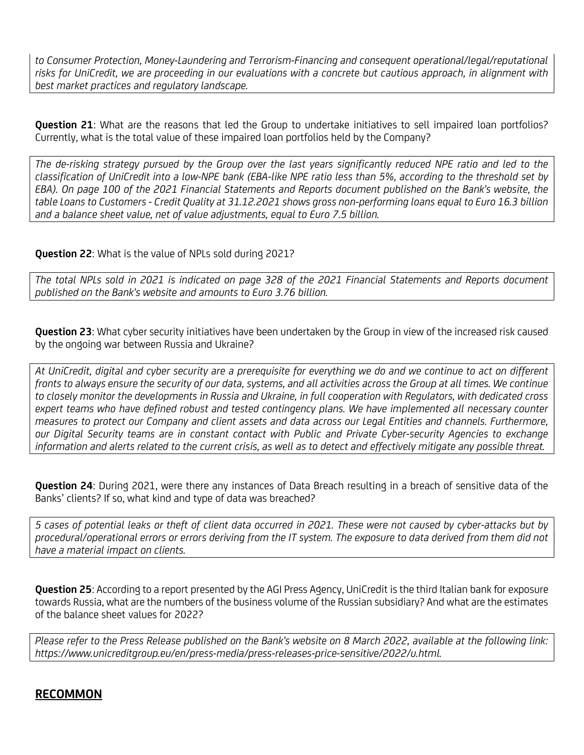*to Consumer Protection, Money-Laundering and Terrorism-Financing and consequent operational/legal/reputational risks for UniCredit, we are proceeding in our evaluations with a concrete but cautious approach, in alignment with best market practices and regulatory landscape.*

**Question 21**: What are the reasons that led the Group to undertake initiatives to sell impaired loan portfolios? Currently, what is the total value of these impaired loan portfolios held by the Company?

*The de-risking strategy pursued by the Group over the last years significantly reduced NPE ratio and led to the classification of UniCredit into a low-NPE bank (EBA-like NPE ratio less than 5%, according to the threshold set by EBA). On page 100 of the 2021 Financial Statements and Reports document published on the Bank's website, the table Loans to Customers - Credit Quality at 31.12.2021 shows gross non-performing loans equal to Euro 16.3 billion and a balance sheet value, net of value adjustments, equal to Euro 7.5 billion.*

**Question 22**: What is the value of NPLs sold during 2021?

*The total NPLs sold in 2021 is indicated on page 328 of the 2021 Financial Statements and Reports document published on the Bank's website and amounts to Euro 3.76 billion.*

**Question 23**: What cyber security initiatives have been undertaken by the Group in view of the increased risk caused by the ongoing war between Russia and Ukraine?

*At UniCredit, digital and cyber security are a prerequisite for everything we do and we continue to act on different fronts to always ensure the security of our data, systems, and all activities across the Group at all times. We continue to closely monitor the developments in Russia and Ukraine, in full cooperation with Regulators, with dedicated cross expert teams who have defined robust and tested contingency plans. We have implemented all necessary counter measures to protect our Company and client assets and data across our Legal Entities and channels. Furthermore, our Digital Security teams are in constant contact with Public and Private Cyber-security Agencies to exchange information and alerts related to the current crisis, as well as to detect and effectively mitigate any possible threat.*

**Question 24**: During 2021, were there any instances of Data Breach resulting in a breach of sensitive data of the Banks' clients? If so, what kind and type of data was breached?

*5 cases of potential leaks or theft of client data occurred in 2021. These were not caused by cyber-attacks but by procedural/operational errors or errors deriving from the IT system. The exposure to data derived from them did not have a material impact on clients.*

**Question 25**: According to a report presented by the AGI Press Agency, UniCredit is the third Italian bank for exposure towards Russia, what are the numbers of the business volume of the Russian subsidiary? And what are the estimates of the balance sheet values for 2022?

*Please refer to the Press Release published on the Bank's website on 8 March 2022, available at the following link: https://www.unicreditgroup.eu/en/press-media/press-releases-price-sensitive/2022/u.html.*

## RECOMMON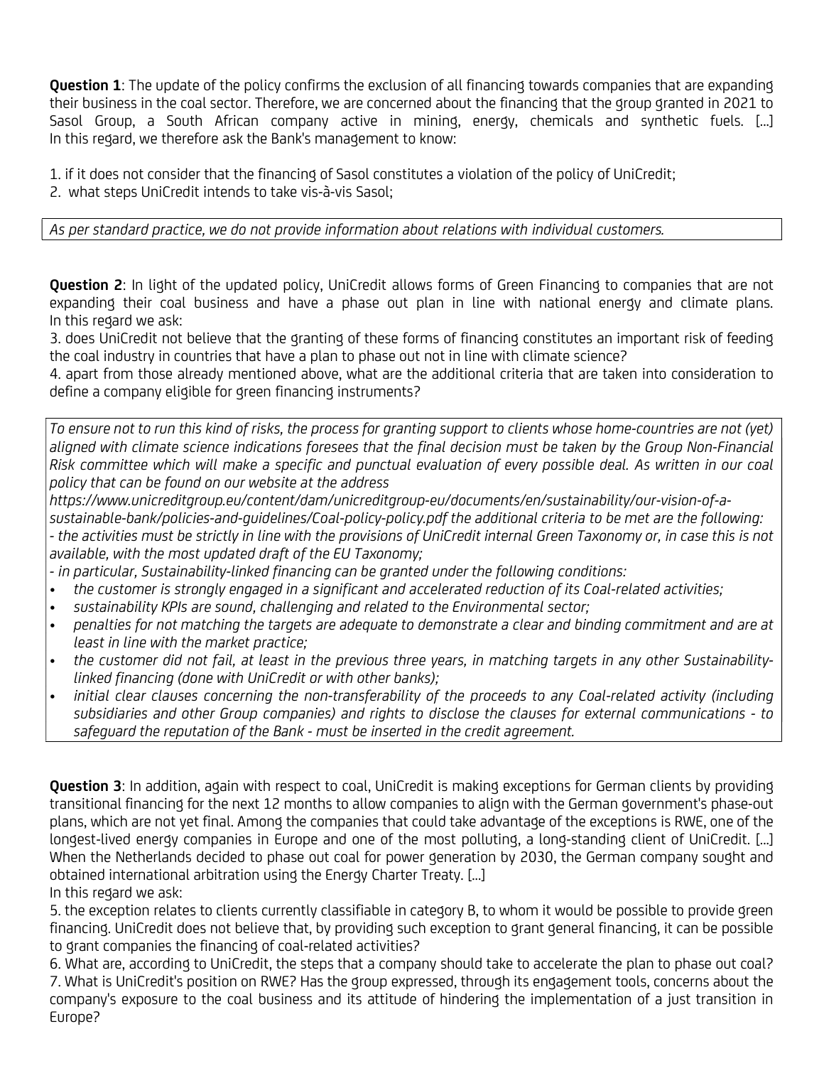**Question 1**: The update of the policy confirms the exclusion of all financing towards companies that are expanding their business in the coal sector. Therefore, we are concerned about the financing that the group granted in 2021 to Sasol Group, a South African company active in mining, energy, chemicals and synthetic fuels. [...] In this regard, we therefore ask the Bank's management to know:

1. if it does not consider that the financing of Sasol constitutes a violation of the policy of UniCredit;
2. what steps UniCredit intends to take vis-à-vis Sasol;

*As per standard practice, we do not provide information about relations with individual customers.*

**Question 2**: In light of the updated policy, UniCredit allows forms of Green Financing to companies that are not expanding their coal business and have a phase out plan in line with national energy and climate plans. In this regard we ask:

3. does UniCredit not believe that the granting of these forms of financing constitutes an important risk of feeding the coal industry in countries that have a plan to phase out not in line with climate science?
4. apart from those already mentioned above, what are the additional criteria that are taken into consideration to define a company eligible for green financing instruments?

*To ensure not to run this kind of risks, the process for granting support to clients whose home-countries are not (yet) aligned with climate science indications foresees that the final decision must be taken by the Group Non-Financial Risk committee which will make a specific and punctual evaluation of every possible deal. As written in our coal policy that can be found on our website at the address https://www.unicreditgroup.eu/content/dam/unicreditgroup-eu/documents/en/sustainability/our-vision-of-a-sustainable-bank/policies-and-guidelines/Coal-policy-policy.pdf the additional criteria to be met are the following:*

*- the activities must be strictly in line with the provisions of UniCredit internal Green Taxonomy or, in case this is not available, with the most updated draft of the EU Taxonomy;*

*- in particular, Sustainability-linked financing can be granted under the following conditions:*

- *the customer is strongly engaged in a significant and accelerated reduction of its Coal-related activities;*
- *sustainability KPIs are sound, challenging and related to the Environmental sector;*
- *penalties for not matching the targets are adequate to demonstrate a clear and binding commitment and are at least in line with the market practice;*
- *the customer did not fail, at least in the previous three years, in matching targets in any other Sustainability-linked financing (done with UniCredit or with other banks);*
- *initial clear clauses concerning the non-transferability of the proceeds to any Coal-related activity (including subsidiaries and other Group companies) and rights to disclose the clauses for external communications - to safeguard the reputation of the Bank - must be inserted in the credit agreement.*

**Question 3**: In addition, again with respect to coal, UniCredit is making exceptions for German clients by providing transitional financing for the next 12 months to allow companies to align with the German government's phase-out plans, which are not yet final. Among the companies that could take advantage of the exceptions is RWE, one of the longest-lived energy companies in Europe and one of the most polluting, a long-standing client of UniCredit. [...] When the Netherlands decided to phase out coal for power generation by 2030, the German company sought and obtained international arbitration using the Energy Charter Treaty. [...]

In this regard we ask:

5. the exception relates to clients currently classifiable in category B, to whom it would be possible to provide green financing. UniCredit does not believe that, by providing such exception to grant general financing, it can be possible to grant companies the financing of coal-related activities?
6. What are, according to UniCredit, the steps that a company should take to accelerate the plan to phase out coal?
7. What is UniCredit's position on RWE? Has the group expressed, through its engagement tools, concerns about the company's exposure to the coal business and its attitude of hindering the implementation of a just transition in Europe?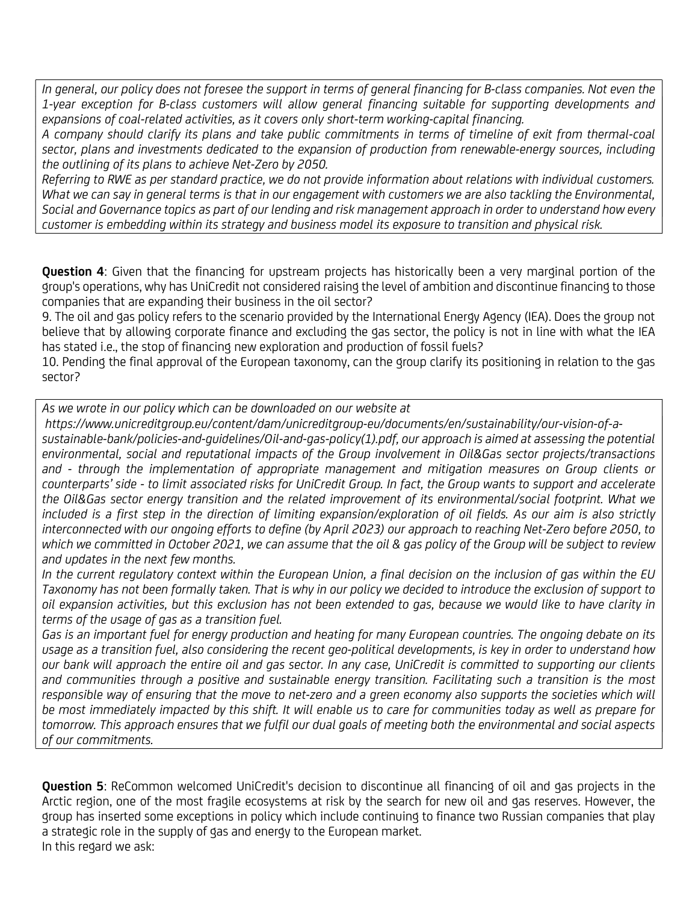*In general, our policy does not foresee the support in terms of general financing for B-class companies. Not even the 1-year exception for B-class customers will allow general financing suitable for supporting developments and expansions of coal-related activities, as it covers only short-term working-capital financing.*
*A company should clarify its plans and take public commitments in terms of timeline of exit from thermal-coal sector, plans and investments dedicated to the expansion of production from renewable-energy sources, including the outlining of its plans to achieve Net-Zero by 2050.*
*Referring to RWE as per standard practice, we do not provide information about relations with individual customers. What we can say in general terms is that in our engagement with customers we are also tackling the Environmental, Social and Governance topics as part of our lending and risk management approach in order to understand how every customer is embedding within its strategy and business model its exposure to transition and physical risk.*

**Question 4**: Given that the financing for upstream projects has historically been a very marginal portion of the group's operations, why has UniCredit not considered raising the level of ambition and discontinue financing to those companies that are expanding their business in the oil sector?
9. The oil and gas policy refers to the scenario provided by the International Energy Agency (IEA). Does the group not believe that by allowing corporate finance and excluding the gas sector, the policy is not in line with what the IEA has stated i.e., the stop of financing new exploration and production of fossil fuels?
10. Pending the final approval of the European taxonomy, can the group clarify its positioning in relation to the gas sector?

*As we wrote in our policy which can be downloaded on our website at https://www.unicreditgroup.eu/content/dam/unicreditgroup-eu/documents/en/sustainability/our-vision-of-a-sustainable-bank/policies-and-guidelines/Oil-and-gas-policy(1).pdf, our approach is aimed at assessing the potential environmental, social and reputational impacts of the Group involvement in Oil&Gas sector projects/transactions and - through the implementation of appropriate management and mitigation measures on Group clients or counterparts' side - to limit associated risks for UniCredit Group. In fact, the Group wants to support and accelerate the Oil&Gas sector energy transition and the related improvement of its environmental/social footprint. What we included is a first step in the direction of limiting expansion/exploration of oil fields. As our aim is also strictly interconnected with our ongoing efforts to define (by April 2023) our approach to reaching Net-Zero before 2050, to which we committed in October 2021, we can assume that the oil & gas policy of the Group will be subject to review and updates in the next few months.*
*In the current regulatory context within the European Union, a final decision on the inclusion of gas within the EU Taxonomy has not been formally taken. That is why in our policy we decided to introduce the exclusion of support to oil expansion activities, but this exclusion has not been extended to gas, because we would like to have clarity in terms of the usage of gas as a transition fuel.*
*Gas is an important fuel for energy production and heating for many European countries. The ongoing debate on its usage as a transition fuel, also considering the recent geo-political developments, is key in order to understand how our bank will approach the entire oil and gas sector. In any case, UniCredit is committed to supporting our clients and communities through a positive and sustainable energy transition. Facilitating such a transition is the most responsible way of ensuring that the move to net-zero and a green economy also supports the societies which will be most immediately impacted by this shift. It will enable us to care for communities today as well as prepare for tomorrow. This approach ensures that we fulfil our dual goals of meeting both the environmental and social aspects of our commitments.*

**Question 5**: ReCommon welcomed UniCredit's decision to discontinue all financing of oil and gas projects in the Arctic region, one of the most fragile ecosystems at risk by the search for new oil and gas reserves. However, the group has inserted some exceptions in policy which include continuing to finance two Russian companies that play a strategic role in the supply of gas and energy to the European market.
In this regard we ask: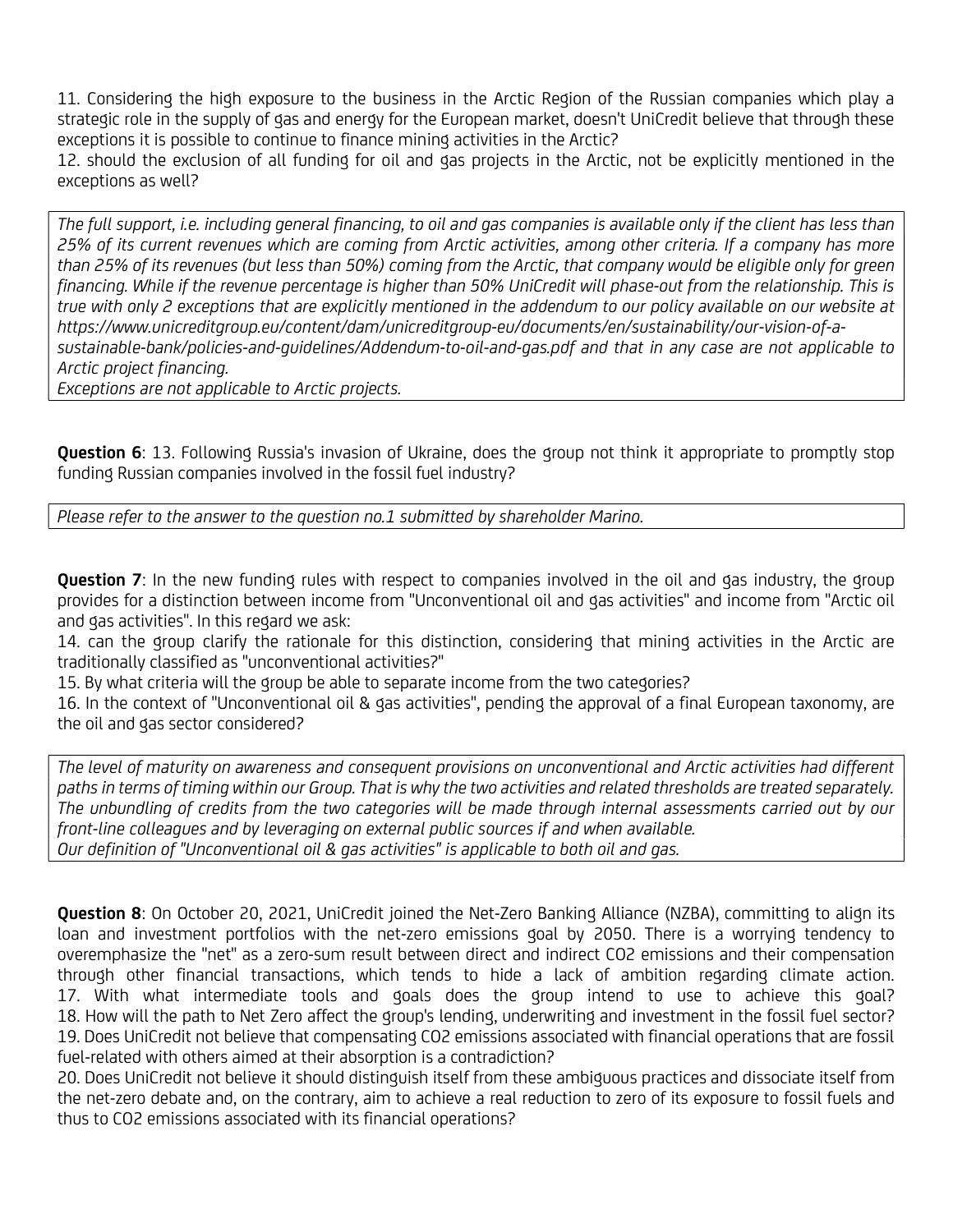11. Considering the high exposure to the business in the Arctic Region of the Russian companies which play a strategic role in the supply of gas and energy for the European market, doesn't UniCredit believe that through these exceptions it is possible to continue to finance mining activities in the Arctic?
12. should the exclusion of all funding for oil and gas projects in the Arctic, not be explicitly mentioned in the exceptions as well?

*The full support, i.e. including general financing, to oil and gas companies is available only if the client has less than 25% of its current revenues which are coming from Arctic activities, among other criteria. If a company has more than 25% of its revenues (but less than 50%) coming from the Arctic, that company would be eligible only for green financing. While if the revenue percentage is higher than 50% UniCredit will phase-out from the relationship. This is true with only 2 exceptions that are explicitly mentioned in the addendum to our policy available on our website at https://www.unicreditgroup.eu/content/dam/unicreditgroup-eu/documents/en/sustainability/our-vision-of-a-sustainable-bank/policies-and-guidelines/Addendum-to-oil-and-gas.pdf and that in any case are not applicable to Arctic project financing.*
*Exceptions are not applicable to Arctic projects.*

**Question 6**: 13. Following Russia's invasion of Ukraine, does the group not think it appropriate to promptly stop funding Russian companies involved in the fossil fuel industry?

*Please refer to the answer to the question no.1 submitted by shareholder Marino.*

**Question 7**: In the new funding rules with respect to companies involved in the oil and gas industry, the group provides for a distinction between income from "Unconventional oil and gas activities" and income from "Arctic oil and gas activities". In this regard we ask:
14. can the group clarify the rationale for this distinction, considering that mining activities in the Arctic are traditionally classified as "unconventional activities?"
15. By what criteria will the group be able to separate income from the two categories?
16. In the context of "Unconventional oil & gas activities", pending the approval of a final European taxonomy, are the oil and gas sector considered?

*The level of maturity on awareness and consequent provisions on unconventional and Arctic activities had different paths in terms of timing within our Group. That is why the two activities and related thresholds are treated separately. The unbundling of credits from the two categories will be made through internal assessments carried out by our front-line colleagues and by leveraging on external public sources if and when available.*
*Our definition of "Unconventional oil & gas activities" is applicable to both oil and gas.*

**Question 8**: On October 20, 2021, UniCredit joined the Net-Zero Banking Alliance (NZBA), committing to align its loan and investment portfolios with the net-zero emissions goal by 2050. There is a worrying tendency to overemphasize the "net" as a zero-sum result between direct and indirect $CO_2$ emissions and their compensation through other financial transactions, which tends to hide a lack of ambition regarding climate action.
17. With what intermediate tools and goals does the group intend to use to achieve this goal?
18. How will the path to Net Zero affect the group's lending, underwriting and investment in the fossil fuel sector?
19. Does UniCredit not believe that compensating $CO_2$ emissions associated with financial operations that are fossil fuel-related with others aimed at their absorption is a contradiction?
20. Does UniCredit not believe it should distinguish itself from these ambiguous practices and dissociate itself from the net-zero debate and, on the contrary, aim to achieve a real reduction to zero of its exposure to fossil fuels and thus to $CO_2$ emissions associated with its financial operations?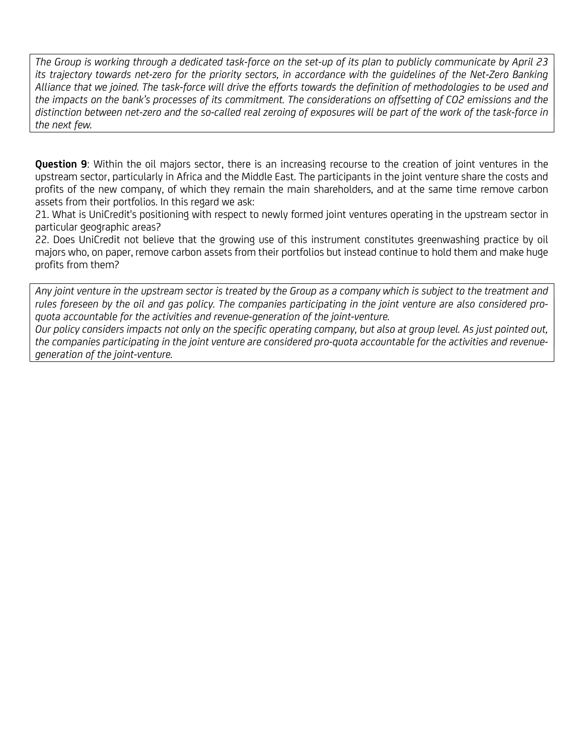*The Group is working through a dedicated task-force on the set-up of its plan to publicly communicate by April 23 its trajectory towards net-zero for the priority sectors, in accordance with the guidelines of the Net-Zero Banking Alliance that we joined. The task-force will drive the efforts towards the definition of methodologies to be used and the impacts on the bank's processes of its commitment. The considerations on offsetting of CO2 emissions and the distinction between net-zero and the so-called real zeroing of exposures will be part of the work of the task-force in the next few.*

**Question 9**: Within the oil majors sector, there is an increasing recourse to the creation of joint ventures in the upstream sector, particularly in Africa and the Middle East. The participants in the joint venture share the costs and profits of the new company, of which they remain the main shareholders, and at the same time remove carbon assets from their portfolios. In this regard we ask:

21. What is UniCredit's positioning with respect to newly formed joint ventures operating in the upstream sector in particular geographic areas?

22. Does UniCredit not believe that the growing use of this instrument constitutes greenwashing practice by oil majors who, on paper, remove carbon assets from their portfolios but instead continue to hold them and make huge profits from them?

*Any joint venture in the upstream sector is treated by the Group as a company which is subject to the treatment and rules foreseen by the oil and gas policy. The companies participating in the joint venture are also considered pro-quota accountable for the activities and revenue-generation of the joint-venture.*

*Our policy considers impacts not only on the specific operating company, but also at group level. As just pointed out, the companies participating in the joint venture are considered pro-quota accountable for the activities and revenue-generation of the joint-venture.*